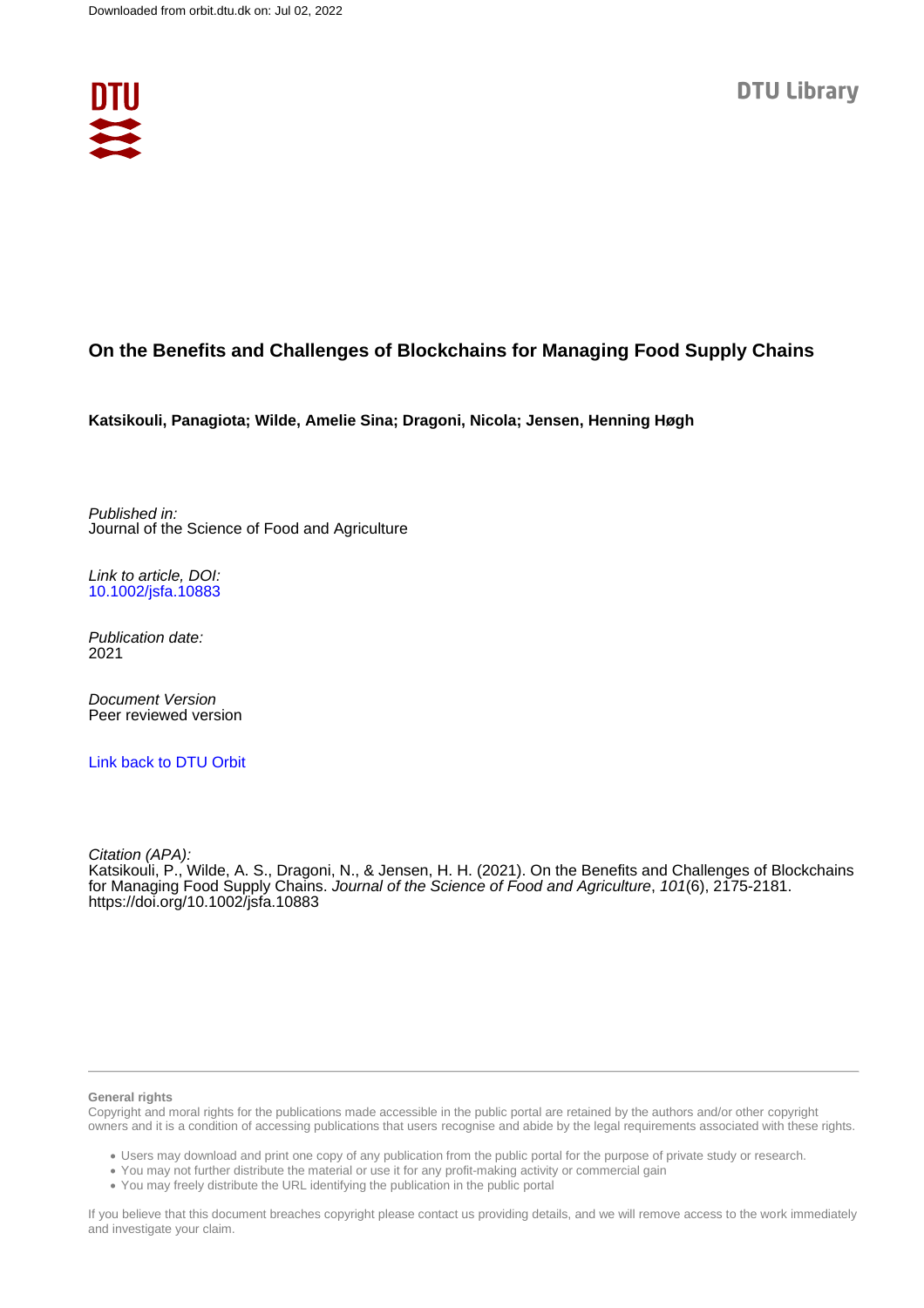Downloaded from orbit.dtu.dk on: Jul 02, 2022

DTU Library

# On the Benefits and Challenges of Blockchains for Managing Food Supply Chains

**Katsikouli, Panagiota; Wilde, Amelie Sina; Dragoni, Nicola; Jensen, Henning Høgh**

*Published in:*
Journal of the Science of Food and Agriculture

*Link to article, DOI:*
10.1002/jsfa.10883

*Publication date:*
2021

*Document Version*
Peer reviewed version

Link back to DTU Orbit

*Citation (APA):*
Katsikouli, P., Wilde, A. S., Dragoni, N., & Jensen, H. H. (2021). On the Benefits and Challenges of Blockchains for Managing Food Supply Chains. *Journal of the Science of Food and Agriculture*, *101*(6), 2175-2181. https://doi.org/10.1002/jsfa.10883

**General rights**
Copyright and moral rights for the publications made accessible in the public portal are retained by the authors and/or other copyright owners and it is a condition of accessing publications that users recognise and abide by the legal requirements associated with these rights.

- Users may download and print one copy of any publication from the public portal for the purpose of private study or research.
- You may not further distribute the material or use it for any profit-making activity or commercial gain
- You may freely distribute the URL identifying the publication in the public portal

If you believe that this document breaches copyright please contact us providing details, and we will remove access to the work immediately and investigate your claim.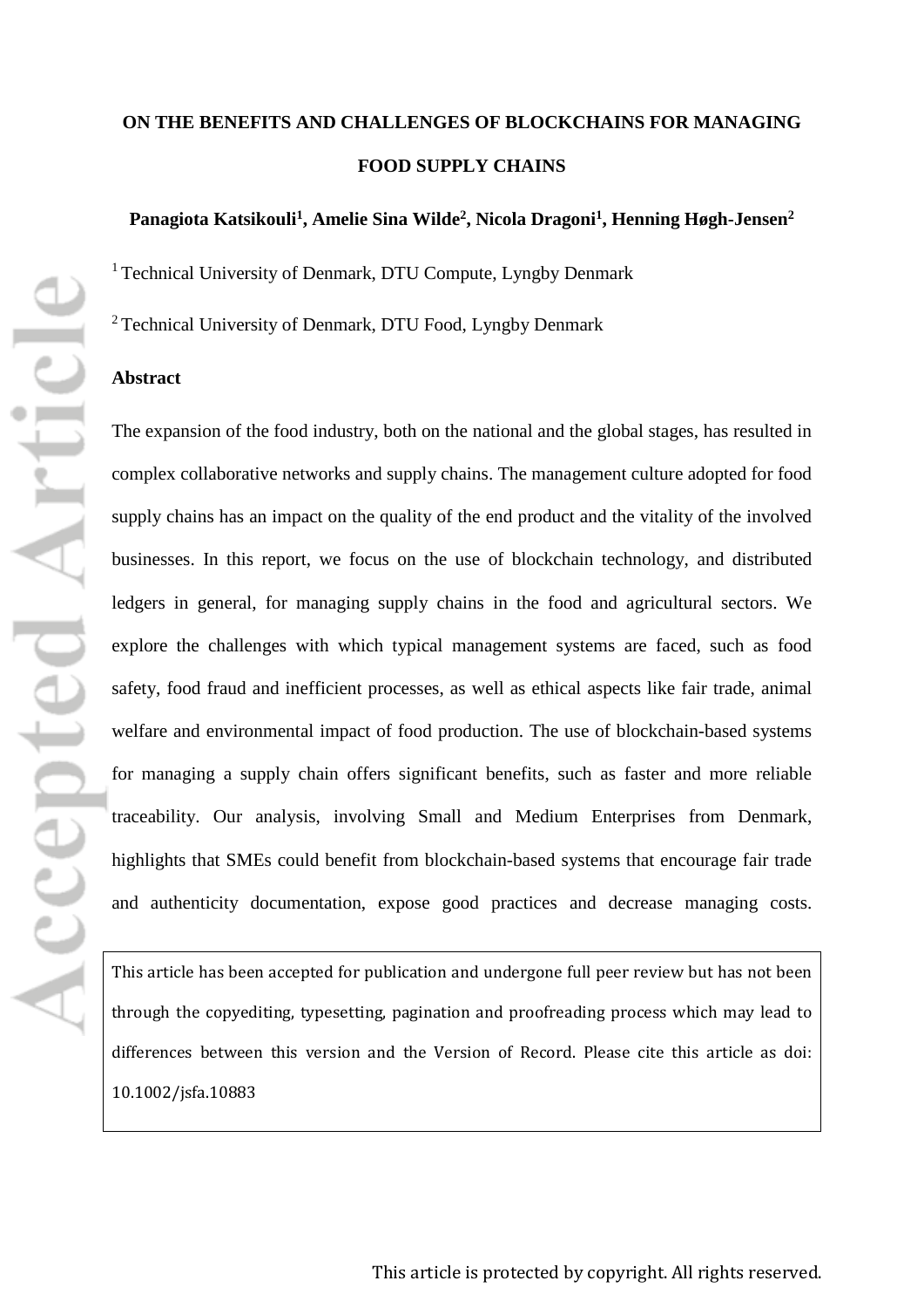# ON THE BENEFITS AND CHALLENGES OF BLOCKCHAINS FOR MANAGING FOOD SUPPLY CHAINS

**Panagiota Katsikouli[1], Amelie Sina Wilde[2], Nicola Dragoni[1], Henning Høgh-Jensen[2]**

[1] Technical University of Denmark, DTU Compute, Lyngby Denmark

[2] Technical University of Denmark, DTU Food, Lyngby Denmark

## Abstract

The expansion of the food industry, both on the national and the global stages, has resulted in complex collaborative networks and supply chains. The management culture adopted for food supply chains has an impact on the quality of the end product and the vitality of the involved businesses. In this report, we focus on the use of blockchain technology, and distributed ledgers in general, for managing supply chains in the food and agricultural sectors. We explore the challenges with which typical management systems are faced, such as food safety, food fraud and inefficient processes, as well as ethical aspects like fair trade, animal welfare and environmental impact of food production. The use of blockchain-based systems for managing a supply chain offers significant benefits, such as faster and more reliable traceability. Our analysis, involving Small and Medium Enterprises from Denmark, highlights that SMEs could benefit from blockchain-based systems that encourage fair trade and authenticity documentation, expose good practices and decrease managing costs.

This article has been accepted for publication and undergone full peer review but has not been through the copyediting, typesetting, pagination and proofreading process which may lead to differences between this version and the Version of Record. Please cite this article as doi: 10.1002/jsfa.10883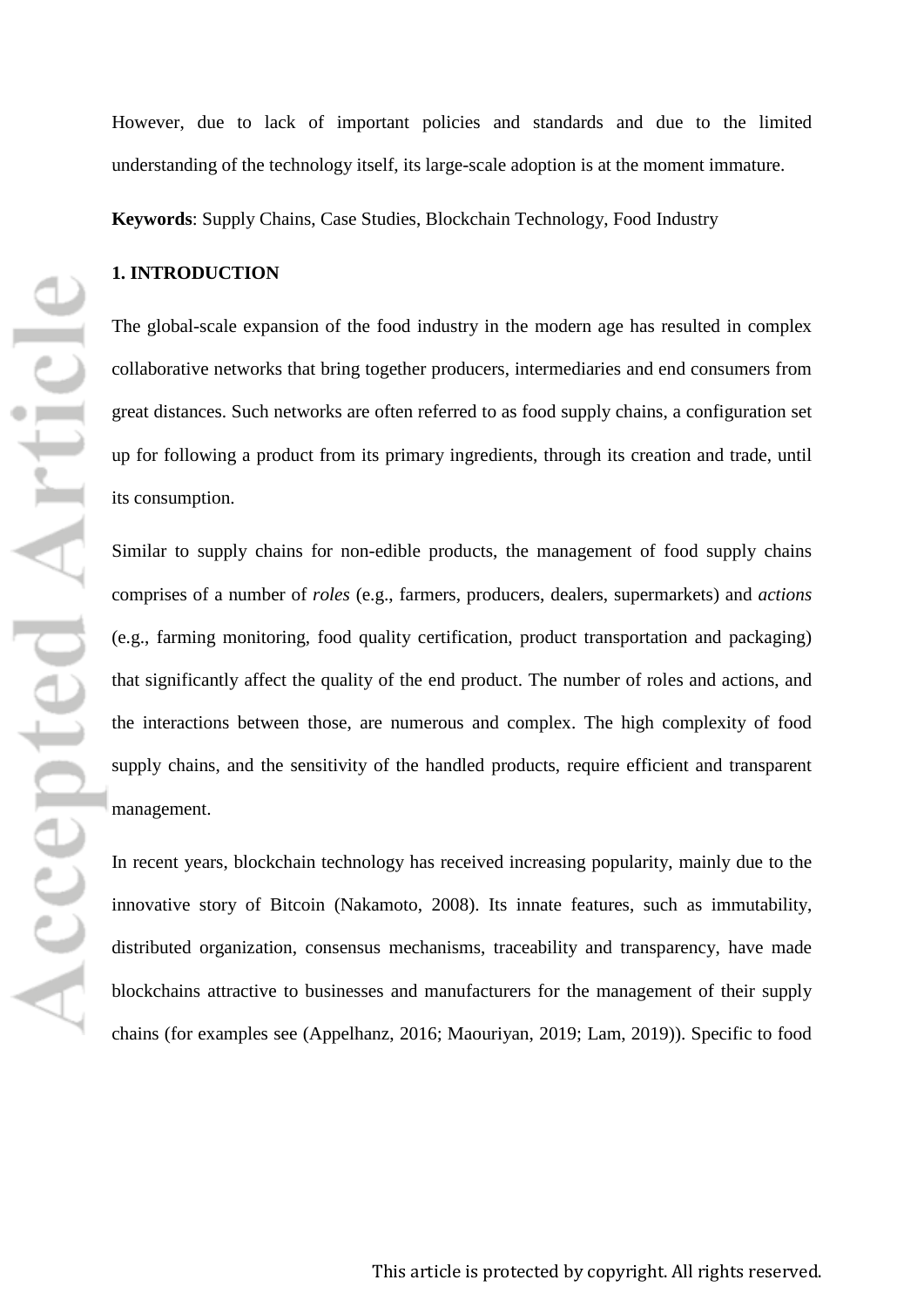However, due to lack of important policies and standards and due to the limited understanding of the technology itself, its large-scale adoption is at the moment immature.

**Keywords**: Supply Chains, Case Studies, Blockchain Technology, Food Industry

## 1. INTRODUCTION

The global-scale expansion of the food industry in the modern age has resulted in complex collaborative networks that bring together producers, intermediaries and end consumers from great distances. Such networks are often referred to as food supply chains, a configuration set up for following a product from its primary ingredients, through its creation and trade, until its consumption.

Similar to supply chains for non-edible products, the management of food supply chains comprises of a number of *roles* (e.g., farmers, producers, dealers, supermarkets) and *actions* (e.g., farming monitoring, food quality certification, product transportation and packaging) that significantly affect the quality of the end product. The number of roles and actions, and the interactions between those, are numerous and complex. The high complexity of food supply chains, and the sensitivity of the handled products, require efficient and transparent management.

In recent years, blockchain technology has received increasing popularity, mainly due to the innovative story of Bitcoin (Nakamoto, 2008). Its innate features, such as immutability, distributed organization, consensus mechanisms, traceability and transparency, have made blockchains attractive to businesses and manufacturers for the management of their supply chains (for examples see (Appelhanz, 2016; Maouriyan, 2019; Lam, 2019)). Specific to food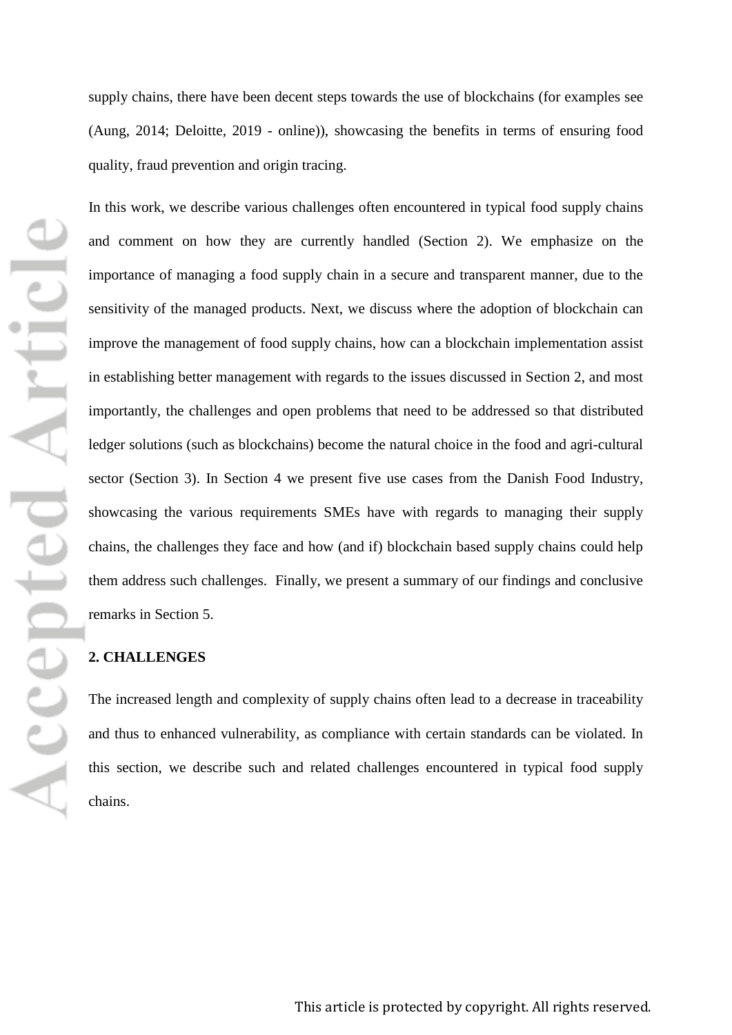supply chains, there have been decent steps towards the use of blockchains (for examples see (Aung, 2014; Deloitte, 2019 - online)), showcasing the benefits in terms of ensuring food quality, fraud prevention and origin tracing.

In this work, we describe various challenges often encountered in typical food supply chains and comment on how they are currently handled (Section 2). We emphasize on the importance of managing a food supply chain in a secure and transparent manner, due to the sensitivity of the managed products. Next, we discuss where the adoption of blockchain can improve the management of food supply chains, how can a blockchain implementation assist in establishing better management with regards to the issues discussed in Section 2, and most importantly, the challenges and open problems that need to be addressed so that distributed ledger solutions (such as blockchains) become the natural choice in the food and agri-cultural sector (Section 3). In Section 4 we present five use cases from the Danish Food Industry, showcasing the various requirements SMEs have with regards to managing their supply chains, the challenges they face and how (and if) blockchain based supply chains could help them address such challenges. Finally, we present a summary of our findings and conclusive remarks in Section 5.

## 2. CHALLENGES

The increased length and complexity of supply chains often lead to a decrease in traceability and thus to enhanced vulnerability, as compliance with certain standards can be violated. In this section, we describe such and related challenges encountered in typical food supply chains.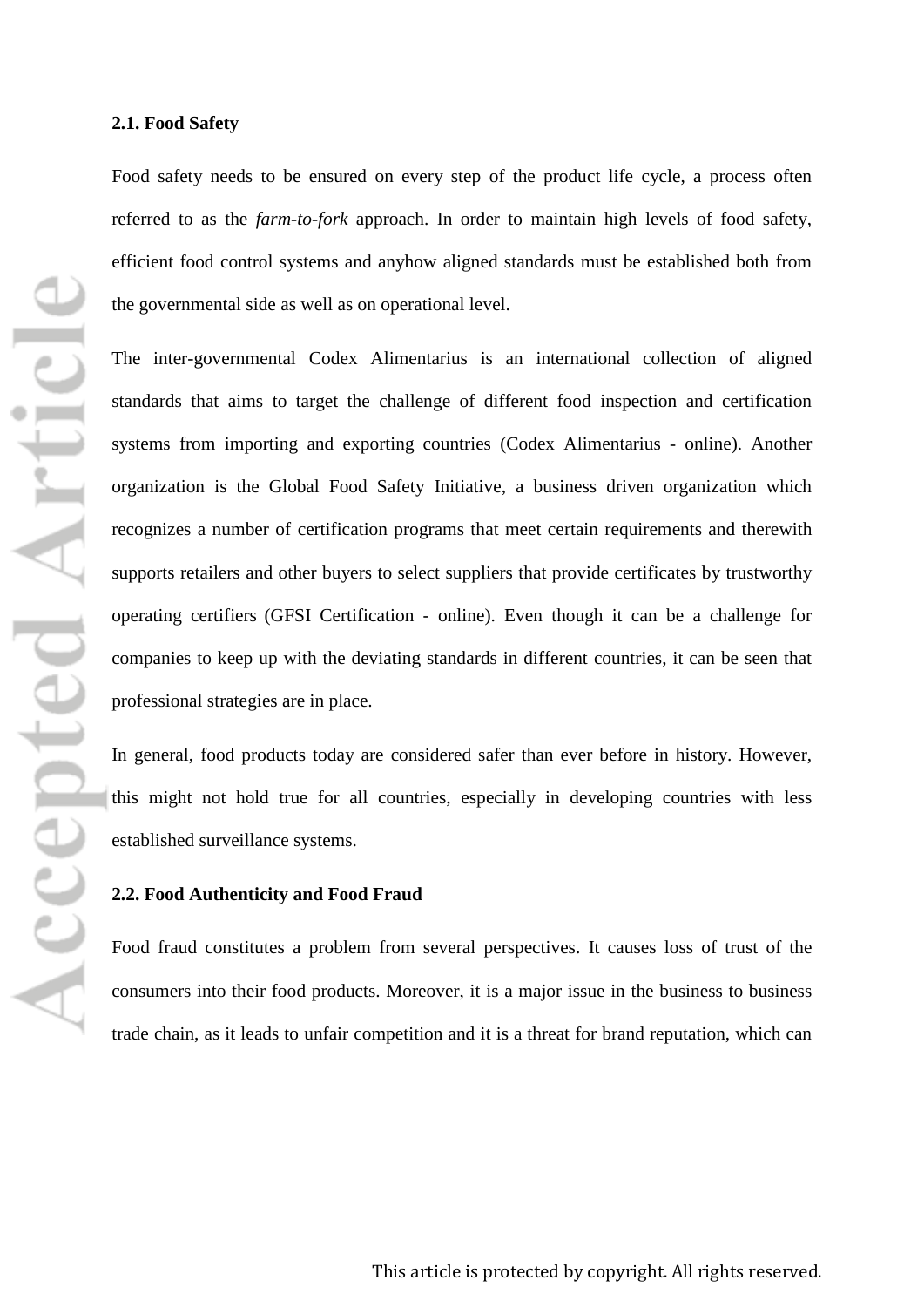### 2.1. Food Safety

Food safety needs to be ensured on every step of the product life cycle, a process often referred to as the *farm-to-fork* approach. In order to maintain high levels of food safety, efficient food control systems and anyhow aligned standards must be established both from the governmental side as well as on operational level.

The inter-governmental Codex Alimentarius is an international collection of aligned standards that aims to target the challenge of different food inspection and certification systems from importing and exporting countries (Codex Alimentarius - online). Another organization is the Global Food Safety Initiative, a business driven organization which recognizes a number of certification programs that meet certain requirements and therewith supports retailers and other buyers to select suppliers that provide certificates by trustworthy operating certifiers (GFSI Certification - online). Even though it can be a challenge for companies to keep up with the deviating standards in different countries, it can be seen that professional strategies are in place.

In general, food products today are considered safer than ever before in history. However, this might not hold true for all countries, especially in developing countries with less established surveillance systems.

### 2.2. Food Authenticity and Food Fraud

Food fraud constitutes a problem from several perspectives. It causes loss of trust of the consumers into their food products. Moreover, it is a major issue in the business to business trade chain, as it leads to unfair competition and it is a threat for brand reputation, which can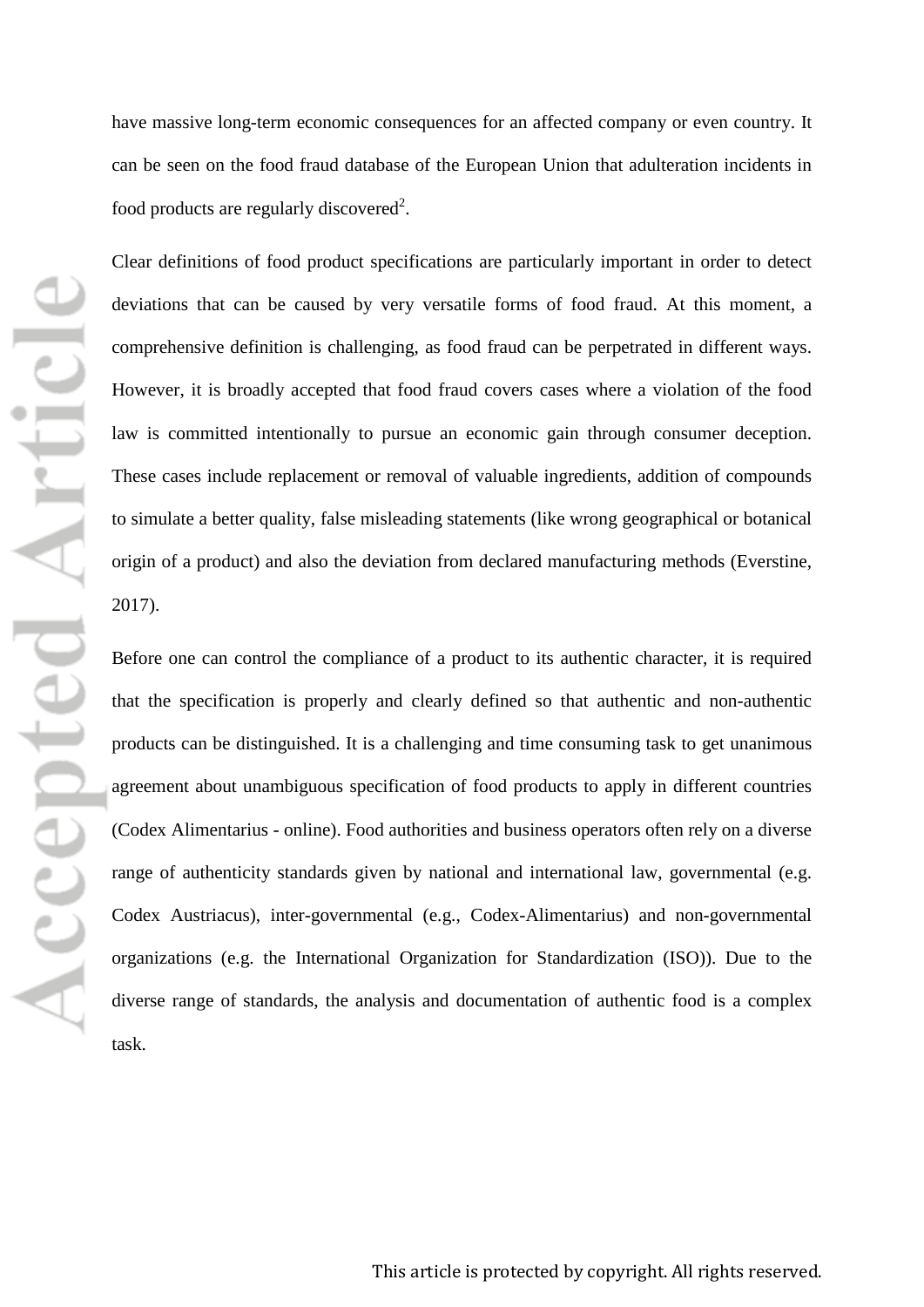have massive long-term economic consequences for an affected company or even country. It can be seen on the food fraud database of the European Union that adulteration incidents in food products are regularly discovered[2].

Clear definitions of food product specifications are particularly important in order to detect deviations that can be caused by very versatile forms of food fraud. At this moment, a comprehensive definition is challenging, as food fraud can be perpetrated in different ways. However, it is broadly accepted that food fraud covers cases where a violation of the food law is committed intentionally to pursue an economic gain through consumer deception. These cases include replacement or removal of valuable ingredients, addition of compounds to simulate a better quality, false misleading statements (like wrong geographical or botanical origin of a product) and also the deviation from declared manufacturing methods (Everstine, 2017).

Before one can control the compliance of a product to its authentic character, it is required that the specification is properly and clearly defined so that authentic and non-authentic products can be distinguished. It is a challenging and time consuming task to get unanimous agreement about unambiguous specification of food products to apply in different countries (Codex Alimentarius - online). Food authorities and business operators often rely on a diverse range of authenticity standards given by national and international law, governmental (e.g. Codex Austriacus), inter-governmental (e.g., Codex-Alimentarius) and non-governmental organizations (e.g. the International Organization for Standardization (ISO)). Due to the diverse range of standards, the analysis and documentation of authentic food is a complex task.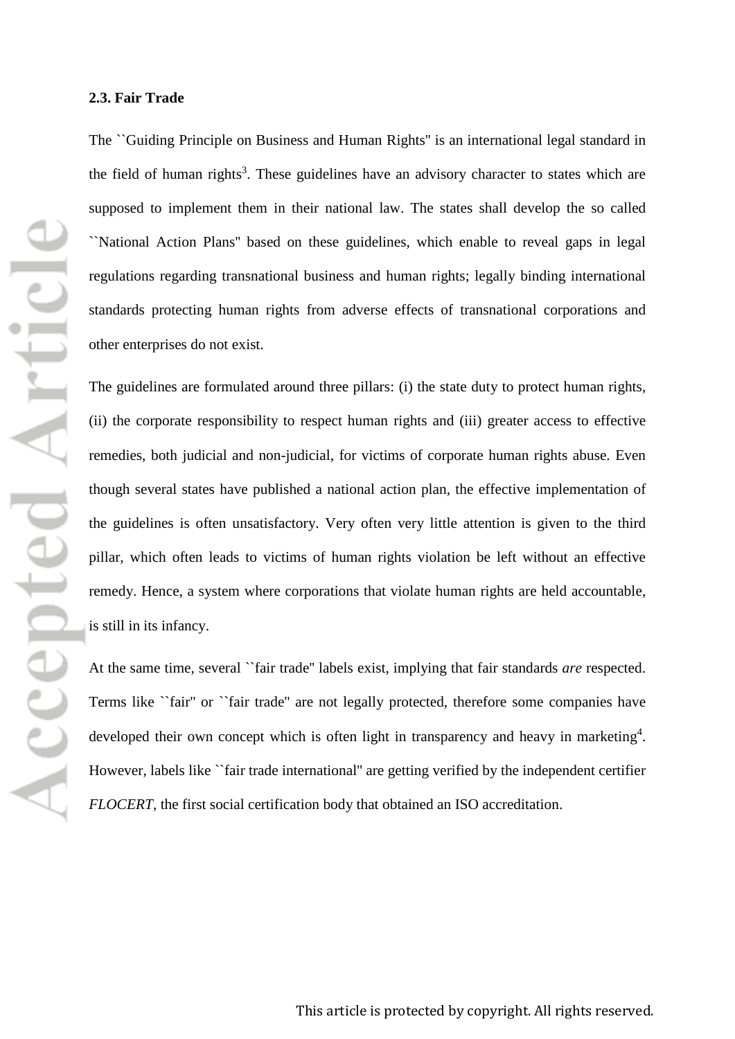### 2.3. Fair Trade

The ``Guiding Principle on Business and Human Rights'' is an international legal standard in the field of human rights[3]. These guidelines have an advisory character to states which are supposed to implement them in their national law. The states shall develop the so called ``National Action Plans'' based on these guidelines, which enable to reveal gaps in legal regulations regarding transnational business and human rights; legally binding international standards protecting human rights from adverse effects of transnational corporations and other enterprises do not exist.

The guidelines are formulated around three pillars: (i) the state duty to protect human rights, (ii) the corporate responsibility to respect human rights and (iii) greater access to effective remedies, both judicial and non-judicial, for victims of corporate human rights abuse. Even though several states have published a national action plan, the effective implementation of the guidelines is often unsatisfactory. Very often very little attention is given to the third pillar, which often leads to victims of human rights violation be left without an effective remedy. Hence, a system where corporations that violate human rights are held accountable, is still in its infancy.

At the same time, several ``fair trade'' labels exist, implying that fair standards *are* respected. Terms like ``fair'' or ``fair trade'' are not legally protected, therefore some companies have developed their own concept which is often light in transparency and heavy in marketing[4]. However, labels like ``fair trade international'' are getting verified by the independent certifier *FLOCERT*, the first social certification body that obtained an ISO accreditation.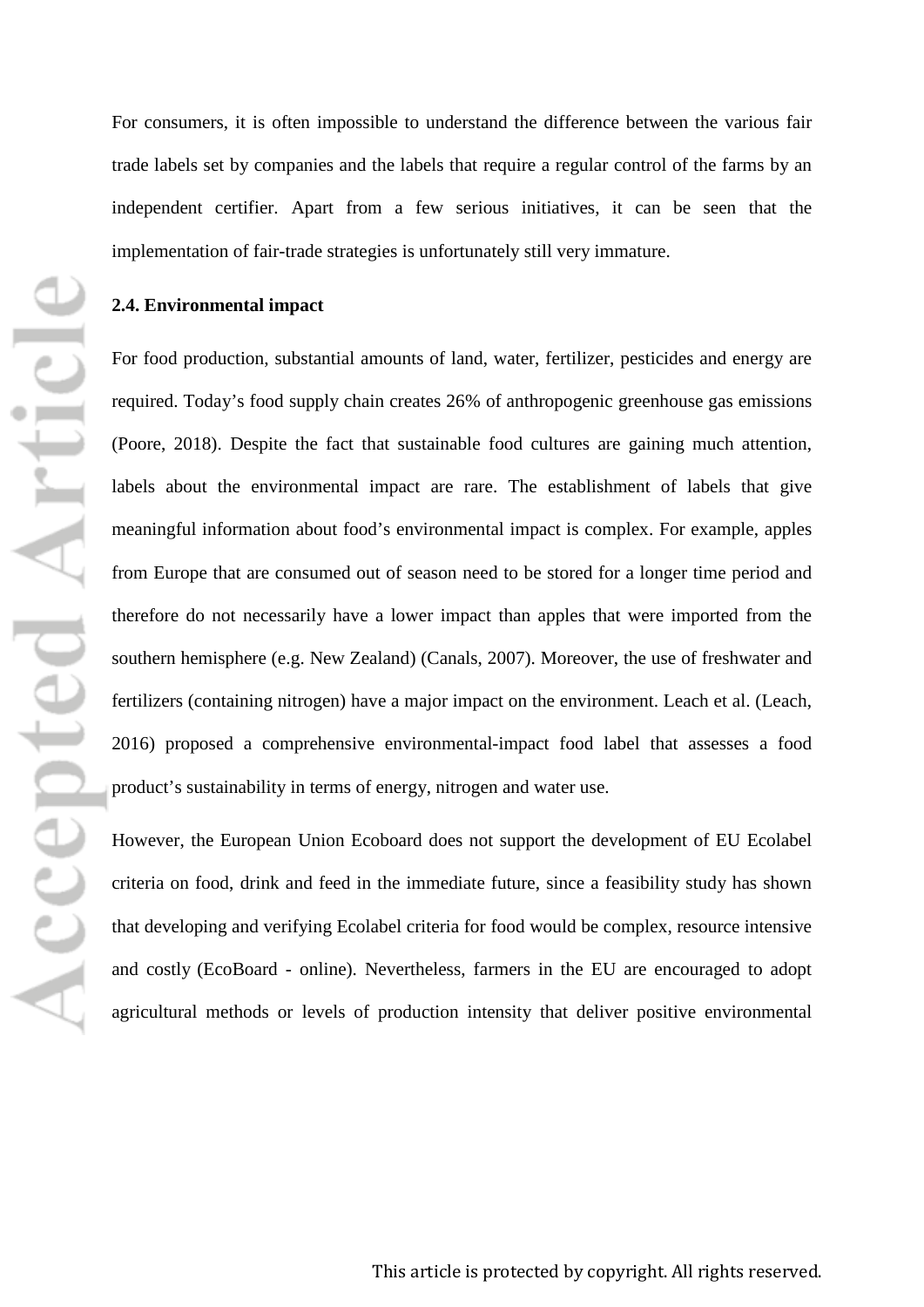For consumers, it is often impossible to understand the difference between the various fair trade labels set by companies and the labels that require a regular control of the farms by an independent certifier. Apart from a few serious initiatives, it can be seen that the implementation of fair-trade strategies is unfortunately still very immature.

**2.4. Environmental impact**

For food production, substantial amounts of land, water, fertilizer, pesticides and energy are required. Today's food supply chain creates 26% of anthropogenic greenhouse gas emissions (Poore, 2018). Despite the fact that sustainable food cultures are gaining much attention, labels about the environmental impact are rare. The establishment of labels that give meaningful information about food's environmental impact is complex. For example, apples from Europe that are consumed out of season need to be stored for a longer time period and therefore do not necessarily have a lower impact than apples that were imported from the southern hemisphere (e.g. New Zealand) (Canals, 2007). Moreover, the use of freshwater and fertilizers (containing nitrogen) have a major impact on the environment. Leach et al. (Leach, 2016) proposed a comprehensive environmental-impact food label that assesses a food product's sustainability in terms of energy, nitrogen and water use.

However, the European Union Ecoboard does not support the development of EU Ecolabel criteria on food, drink and feed in the immediate future, since a feasibility study has shown that developing and verifying Ecolabel criteria for food would be complex, resource intensive and costly (EcoBoard - online). Nevertheless, farmers in the EU are encouraged to adopt agricultural methods or levels of production intensity that deliver positive environmental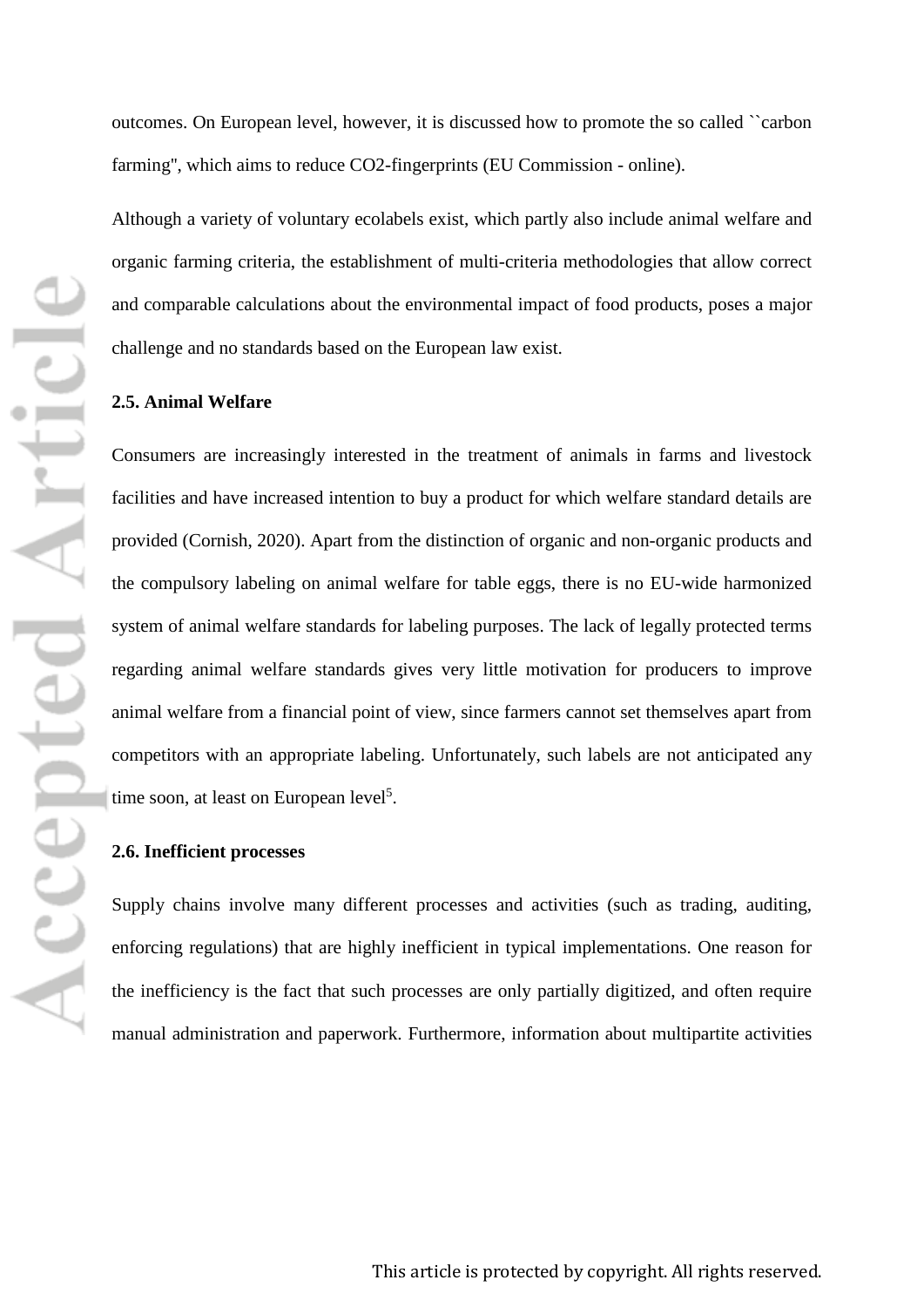outcomes. On European level, however, it is discussed how to promote the so called ``carbon farming'', which aims to reduce $CO_2$-fingerprints (EU Commission - online).

Although a variety of voluntary ecolabels exist, which partly also include animal welfare and organic farming criteria, the establishment of multi-criteria methodologies that allow correct and comparable calculations about the environmental impact of food products, poses a major challenge and no standards based on the European law exist.

### 2.5. Animal Welfare

Consumers are increasingly interested in the treatment of animals in farms and livestock facilities and have increased intention to buy a product for which welfare standard details are provided (Cornish, 2020). Apart from the distinction of organic and non-organic products and the compulsory labeling on animal welfare for table eggs, there is no EU-wide harmonized system of animal welfare standards for labeling purposes. The lack of legally protected terms regarding animal welfare standards gives very little motivation for producers to improve animal welfare from a financial point of view, since farmers cannot set themselves apart from competitors with an appropriate labeling. Unfortunately, such labels are not anticipated any time soon, at least on European level[5].

### 2.6. Inefficient processes

Supply chains involve many different processes and activities (such as trading, auditing, enforcing regulations) that are highly inefficient in typical implementations. One reason for the inefficiency is the fact that such processes are only partially digitized, and often require manual administration and paperwork. Furthermore, information about multipartite activities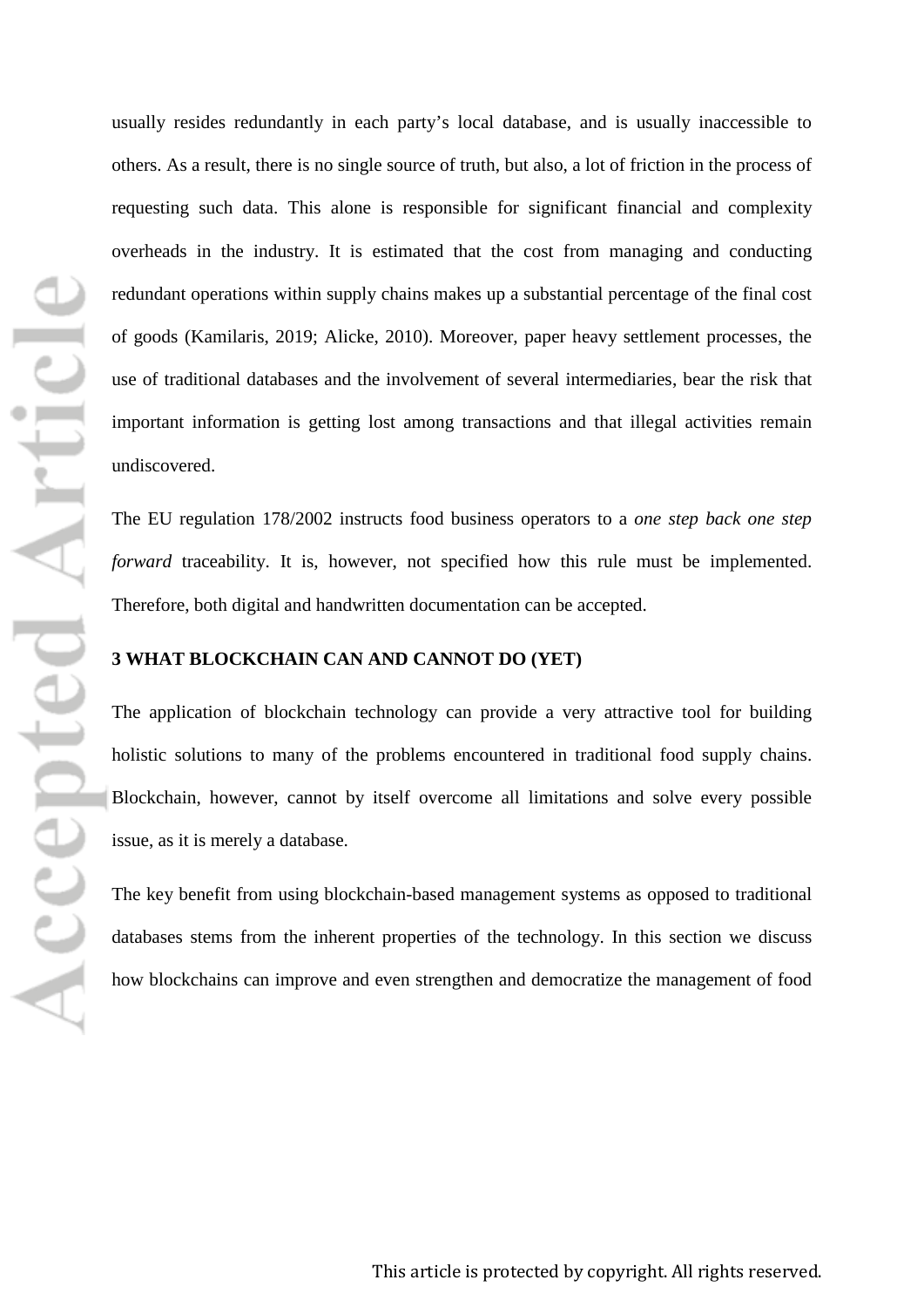usually resides redundantly in each party's local database, and is usually inaccessible to others. As a result, there is no single source of truth, but also, a lot of friction in the process of requesting such data. This alone is responsible for significant financial and complexity overheads in the industry. It is estimated that the cost from managing and conducting redundant operations within supply chains makes up a substantial percentage of the final cost of goods (Kamilaris, 2019; Alicke, 2010). Moreover, paper heavy settlement processes, the use of traditional databases and the involvement of several intermediaries, bear the risk that important information is getting lost among transactions and that illegal activities remain undiscovered.

The EU regulation 178/2002 instructs food business operators to a *one step back one step forward* traceability. It is, however, not specified how this rule must be implemented. Therefore, both digital and handwritten documentation can be accepted.

## 3 WHAT BLOCKCHAIN CAN AND CANNOT DO (YET)

The application of blockchain technology can provide a very attractive tool for building holistic solutions to many of the problems encountered in traditional food supply chains. Blockchain, however, cannot by itself overcome all limitations and solve every possible issue, as it is merely a database.

The key benefit from using blockchain-based management systems as opposed to traditional databases stems from the inherent properties of the technology. In this section we discuss how blockchains can improve and even strengthen and democratize the management of food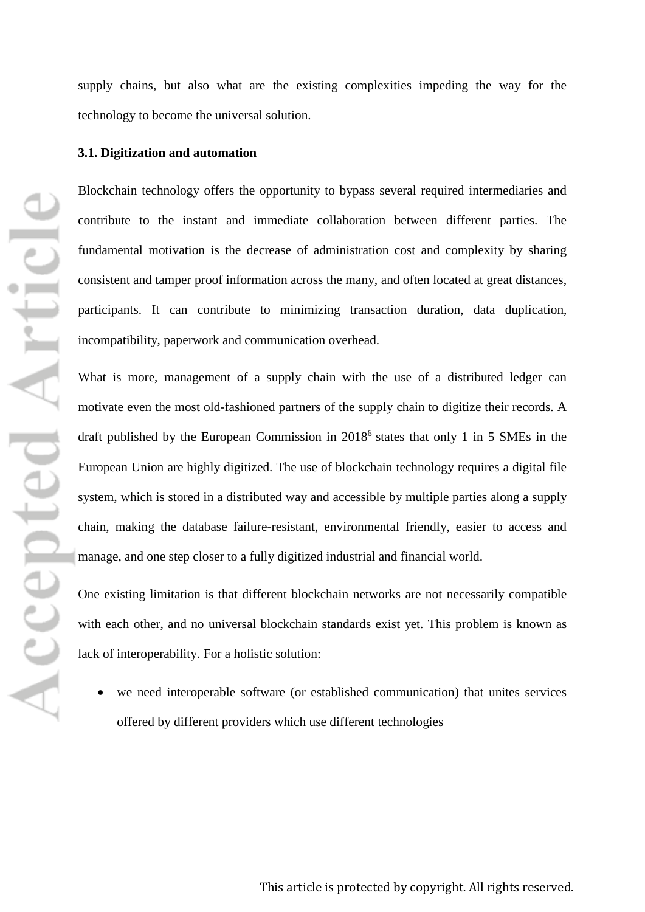supply chains, but also what are the existing complexities impeding the way for the technology to become the universal solution.

### 3.1. Digitization and automation

Blockchain technology offers the opportunity to bypass several required intermediaries and contribute to the instant and immediate collaboration between different parties. The fundamental motivation is the decrease of administration cost and complexity by sharing consistent and tamper proof information across the many, and often located at great distances, participants. It can contribute to minimizing transaction duration, data duplication, incompatibility, paperwork and communication overhead.

What is more, management of a supply chain with the use of a distributed ledger can motivate even the most old-fashioned partners of the supply chain to digitize their records. A draft published by the European Commission in 2018[6] states that only 1 in 5 SMEs in the European Union are highly digitized. The use of blockchain technology requires a digital file system, which is stored in a distributed way and accessible by multiple parties along a supply chain, making the database failure-resistant, environmental friendly, easier to access and manage, and one step closer to a fully digitized industrial and financial world.

One existing limitation is that different blockchain networks are not necessarily compatible with each other, and no universal blockchain standards exist yet. This problem is known as lack of interoperability. For a holistic solution:

- we need interoperable software (or established communication) that unites services offered by different providers which use different technologies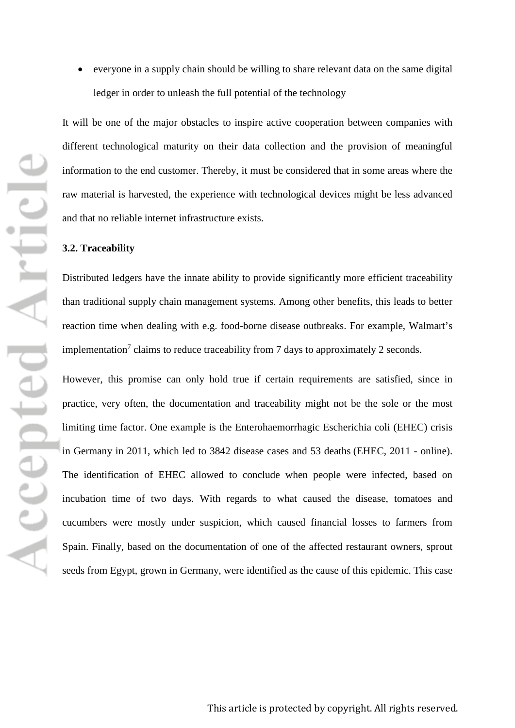- everyone in a supply chain should be willing to share relevant data on the same digital ledger in order to unleash the full potential of the technology

It will be one of the major obstacles to inspire active cooperation between companies with different technological maturity on their data collection and the provision of meaningful information to the end customer. Thereby, it must be considered that in some areas where the raw material is harvested, the experience with technological devices might be less advanced and that no reliable internet infrastructure exists.

### 3.2. Traceability

Distributed ledgers have the innate ability to provide significantly more efficient traceability than traditional supply chain management systems. Among other benefits, this leads to better reaction time when dealing with e.g. food-borne disease outbreaks. For example, Walmart's implementation[7] claims to reduce traceability from 7 days to approximately 2 seconds.

However, this promise can only hold true if certain requirements are satisfied, since in practice, very often, the documentation and traceability might not be the sole or the most limiting time factor. One example is the Enterohaemorrhagic Escherichia coli (EHEC) crisis in Germany in 2011, which led to 3842 disease cases and 53 deaths (EHEC, 2011 - online). The identification of EHEC allowed to conclude when people were infected, based on incubation time of two days. With regards to what caused the disease, tomatoes and cucumbers were mostly under suspicion, which caused financial losses to farmers from Spain. Finally, based on the documentation of one of the affected restaurant owners, sprout seeds from Egypt, grown in Germany, were identified as the cause of this epidemic. This case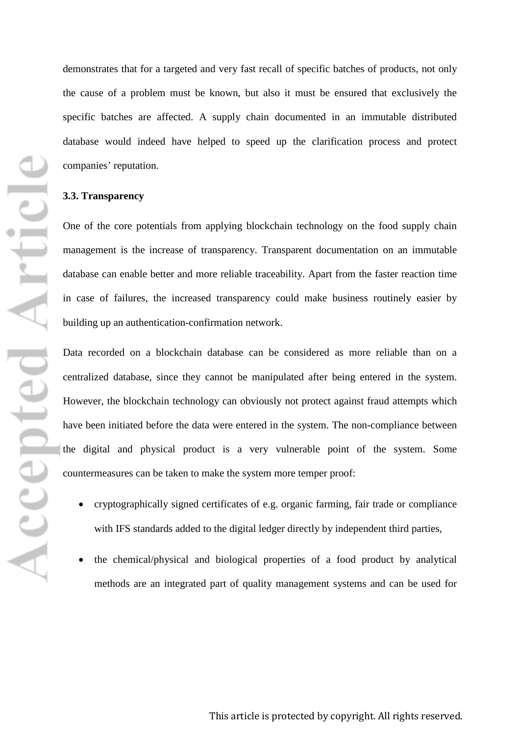demonstrates that for a targeted and very fast recall of specific batches of products, not only the cause of a problem must be known, but also it must be ensured that exclusively the specific batches are affected. A supply chain documented in an immutable distributed database would indeed have helped to speed up the clarification process and protect companies' reputation.

### 3.3. Transparency

One of the core potentials from applying blockchain technology on the food supply chain management is the increase of transparency. Transparent documentation on an immutable database can enable better and more reliable traceability. Apart from the faster reaction time in case of failures, the increased transparency could make business routinely easier by building up an authentication-confirmation network.

Data recorded on a blockchain database can be considered as more reliable than on a centralized database, since they cannot be manipulated after being entered in the system. However, the blockchain technology can obviously not protect against fraud attempts which have been initiated before the data were entered in the system. The non-compliance between the digital and physical product is a very vulnerable point of the system. Some countermeasures can be taken to make the system more temper proof:

- cryptographically signed certificates of e.g. organic farming, fair trade or compliance with IFS standards added to the digital ledger directly by independent third parties,
- the chemical/physical and biological properties of a food product by analytical methods are an integrated part of quality management systems and can be used for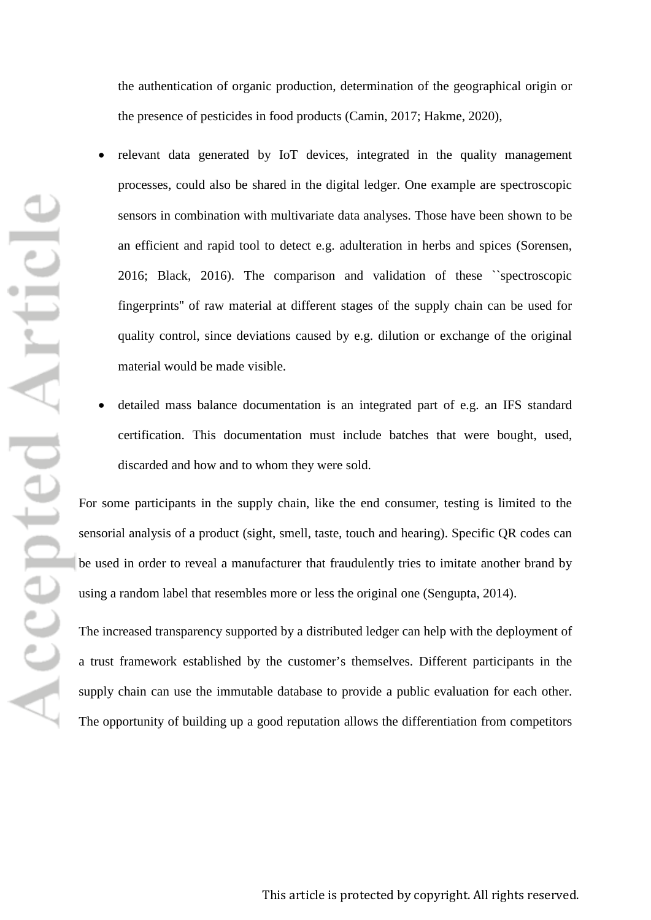the authentication of organic production, determination of the geographical origin or the presence of pesticides in food products (Camin, 2017; Hakme, 2020),

- relevant data generated by IoT devices, integrated in the quality management processes, could also be shared in the digital ledger. One example are spectroscopic sensors in combination with multivariate data analyses. Those have been shown to be an efficient and rapid tool to detect e.g. adulteration in herbs and spices (Sorensen, 2016; Black, 2016). The comparison and validation of these ``spectroscopic fingerprints'' of raw material at different stages of the supply chain can be used for quality control, since deviations caused by e.g. dilution or exchange of the original material would be made visible.
- detailed mass balance documentation is an integrated part of e.g. an IFS standard certification. This documentation must include batches that were bought, used, discarded and how and to whom they were sold.

For some participants in the supply chain, like the end consumer, testing is limited to the sensorial analysis of a product (sight, smell, taste, touch and hearing). Specific QR codes can be used in order to reveal a manufacturer that fraudulently tries to imitate another brand by using a random label that resembles more or less the original one (Sengupta, 2014).

The increased transparency supported by a distributed ledger can help with the deployment of a trust framework established by the customer's themselves. Different participants in the supply chain can use the immutable database to provide a public evaluation for each other. The opportunity of building up a good reputation allows the differentiation from competitors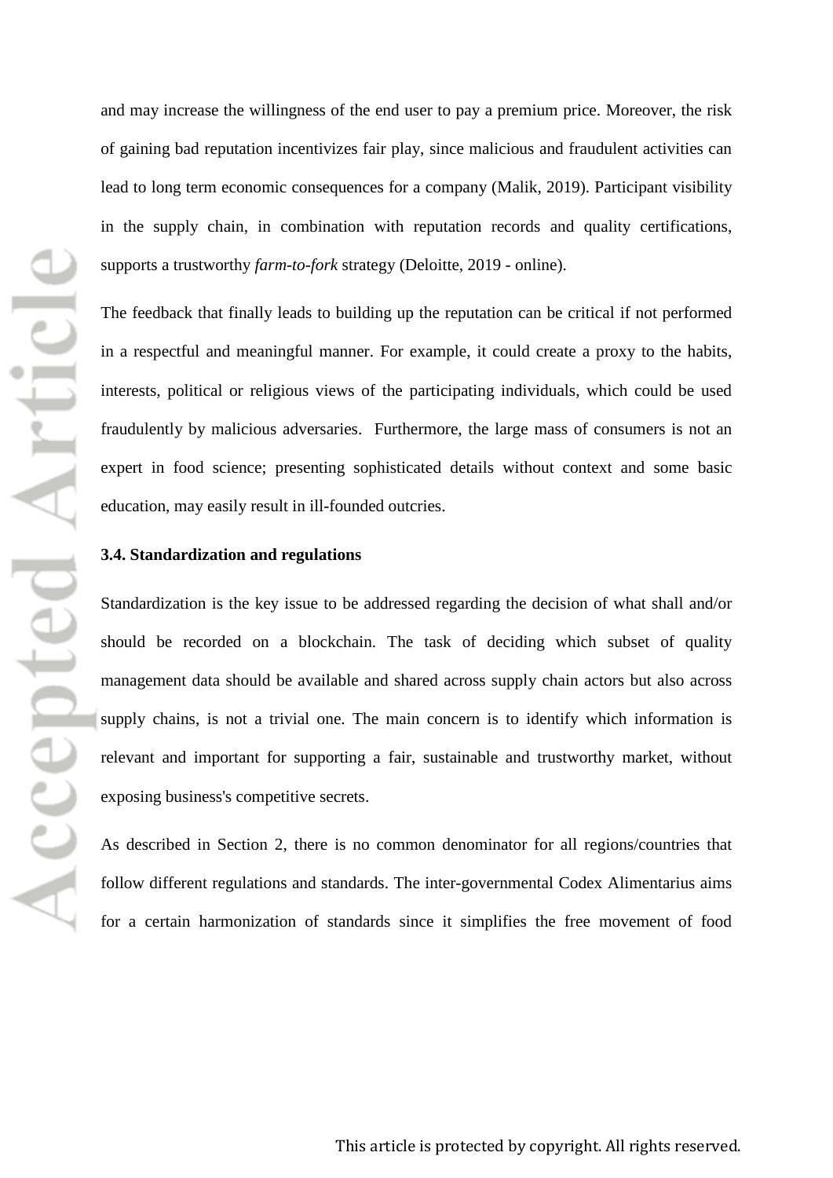and may increase the willingness of the end user to pay a premium price. Moreover, the risk of gaining bad reputation incentivizes fair play, since malicious and fraudulent activities can lead to long term economic consequences for a company (Malik, 2019). Participant visibility in the supply chain, in combination with reputation records and quality certifications, supports a trustworthy *farm-to-fork* strategy (Deloitte, 2019 - online).

The feedback that finally leads to building up the reputation can be critical if not performed in a respectful and meaningful manner. For example, it could create a proxy to the habits, interests, political or religious views of the participating individuals, which could be used fraudulently by malicious adversaries. Furthermore, the large mass of consumers is not an expert in food science; presenting sophisticated details without context and some basic education, may easily result in ill-founded outcries.

### 3.4. Standardization and regulations

Standardization is the key issue to be addressed regarding the decision of what shall and/or should be recorded on a blockchain. The task of deciding which subset of quality management data should be available and shared across supply chain actors but also across supply chains, is not a trivial one. The main concern is to identify which information is relevant and important for supporting a fair, sustainable and trustworthy market, without exposing business's competitive secrets.

As described in Section 2, there is no common denominator for all regions/countries that follow different regulations and standards. The inter-governmental Codex Alimentarius aims for a certain harmonization of standards since it simplifies the free movement of food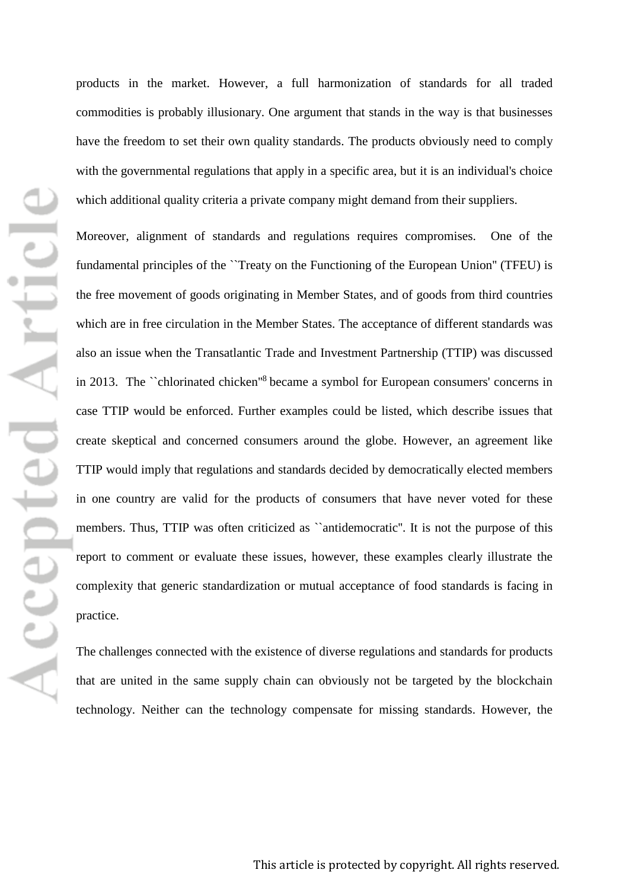products in the market. However, a full harmonization of standards for all traded commodities is probably illusionary. One argument that stands in the way is that businesses have the freedom to set their own quality standards. The products obviously need to comply with the governmental regulations that apply in a specific area, but it is an individual's choice which additional quality criteria a private company might demand from their suppliers.

Moreover, alignment of standards and regulations requires compromises. One of the fundamental principles of the ``Treaty on the Functioning of the European Union'' (TFEU) is the free movement of goods originating in Member States, and of goods from third countries which are in free circulation in the Member States. The acceptance of different standards was also an issue when the Transatlantic Trade and Investment Partnership (TTIP) was discussed in 2013. The ``chlorinated chicken''[8] became a symbol for European consumers' concerns in case TTIP would be enforced. Further examples could be listed, which describe issues that create skeptical and concerned consumers around the globe. However, an agreement like TTIP would imply that regulations and standards decided by democratically elected members in one country are valid for the products of consumers that have never voted for these members. Thus, TTIP was often criticized as ``antidemocratic''. It is not the purpose of this report to comment or evaluate these issues, however, these examples clearly illustrate the complexity that generic standardization or mutual acceptance of food standards is facing in practice.

The challenges connected with the existence of diverse regulations and standards for products that are united in the same supply chain can obviously not be targeted by the blockchain technology. Neither can the technology compensate for missing standards. However, the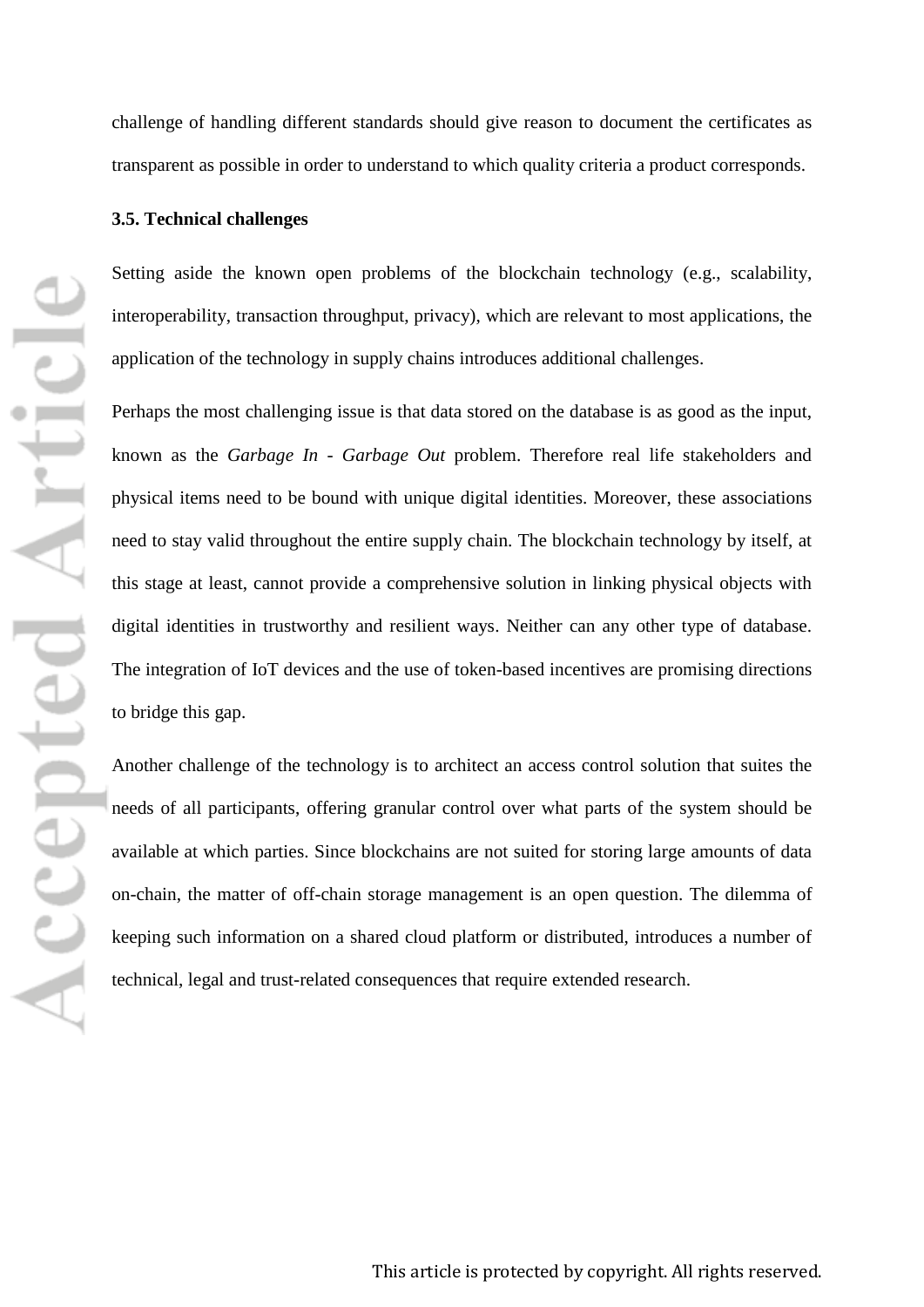challenge of handling different standards should give reason to document the certificates as transparent as possible in order to understand to which quality criteria a product corresponds.

### 3.5. Technical challenges

Setting aside the known open problems of the blockchain technology (e.g., scalability, interoperability, transaction throughput, privacy), which are relevant to most applications, the application of the technology in supply chains introduces additional challenges.

Perhaps the most challenging issue is that data stored on the database is as good as the input, known as the *Garbage In - Garbage Out* problem. Therefore real life stakeholders and physical items need to be bound with unique digital identities. Moreover, these associations need to stay valid throughout the entire supply chain. The blockchain technology by itself, at this stage at least, cannot provide a comprehensive solution in linking physical objects with digital identities in trustworthy and resilient ways. Neither can any other type of database. The integration of IoT devices and the use of token-based incentives are promising directions to bridge this gap.

Another challenge of the technology is to architect an access control solution that suites the needs of all participants, offering granular control over what parts of the system should be available at which parties. Since blockchains are not suited for storing large amounts of data on-chain, the matter of off-chain storage management is an open question. The dilemma of keeping such information on a shared cloud platform or distributed, introduces a number of technical, legal and trust-related consequences that require extended research.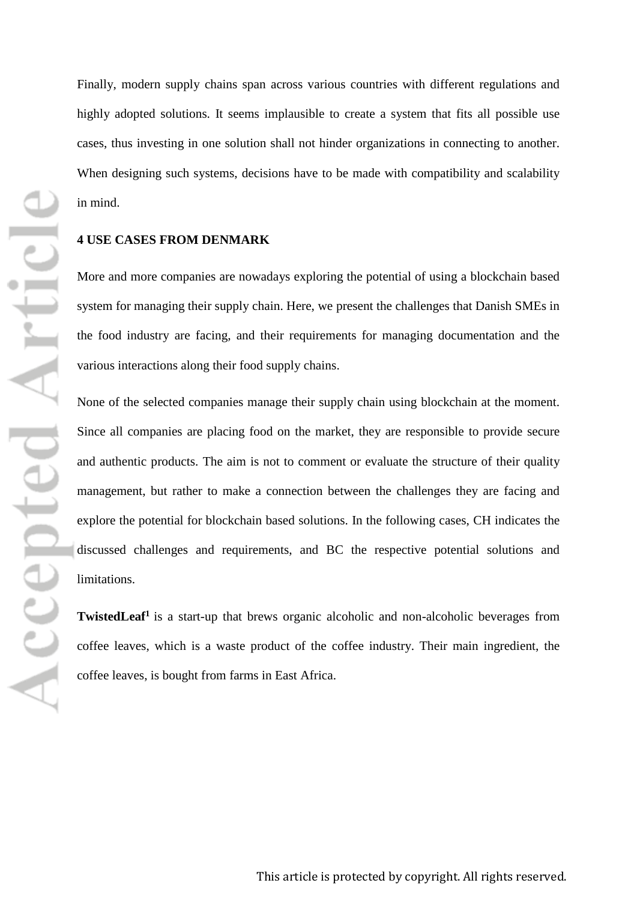Finally, modern supply chains span across various countries with different regulations and highly adopted solutions. It seems implausible to create a system that fits all possible use cases, thus investing in one solution shall not hinder organizations in connecting to another. When designing such systems, decisions have to be made with compatibility and scalability in mind.

## 4 USE CASES FROM DENMARK

More and more companies are nowadays exploring the potential of using a blockchain based system for managing their supply chain. Here, we present the challenges that Danish SMEs in the food industry are facing, and their requirements for managing documentation and the various interactions along their food supply chains.

None of the selected companies manage their supply chain using blockchain at the moment. Since all companies are placing food on the market, they are responsible to provide secure and authentic products. The aim is not to comment or evaluate the structure of their quality management, but rather to make a connection between the challenges they are facing and explore the potential for blockchain based solutions. In the following cases, CH indicates the discussed challenges and requirements, and BC the respective potential solutions and limitations.

**TwistedLeaf**[1] is a start-up that brews organic alcoholic and non-alcoholic beverages from coffee leaves, which is a waste product of the coffee industry. Their main ingredient, the coffee leaves, is bought from farms in East Africa.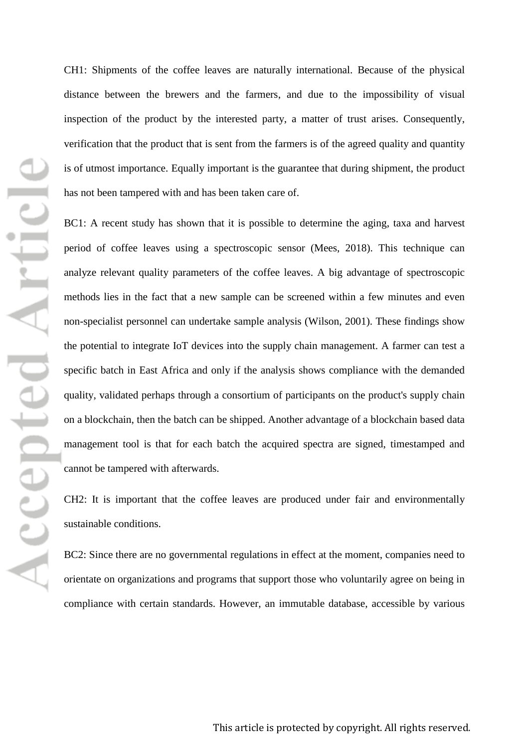CH1: Shipments of the coffee leaves are naturally international. Because of the physical distance between the brewers and the farmers, and due to the impossibility of visual inspection of the product by the interested party, a matter of trust arises. Consequently, verification that the product that is sent from the farmers is of the agreed quality and quantity is of utmost importance. Equally important is the guarantee that during shipment, the product has not been tampered with and has been taken care of.

BC1: A recent study has shown that it is possible to determine the aging, taxa and harvest period of coffee leaves using a spectroscopic sensor (Mees, 2018). This technique can analyze relevant quality parameters of the coffee leaves. A big advantage of spectroscopic methods lies in the fact that a new sample can be screened within a few minutes and even non-specialist personnel can undertake sample analysis (Wilson, 2001). These findings show the potential to integrate IoT devices into the supply chain management. A farmer can test a specific batch in East Africa and only if the analysis shows compliance with the demanded quality, validated perhaps through a consortium of participants on the product's supply chain on a blockchain, then the batch can be shipped. Another advantage of a blockchain based data management tool is that for each batch the acquired spectra are signed, timestamped and cannot be tampered with afterwards.

CH2: It is important that the coffee leaves are produced under fair and environmentally sustainable conditions.

BC2: Since there are no governmental regulations in effect at the moment, companies need to orientate on organizations and programs that support those who voluntarily agree on being in compliance with certain standards. However, an immutable database, accessible by various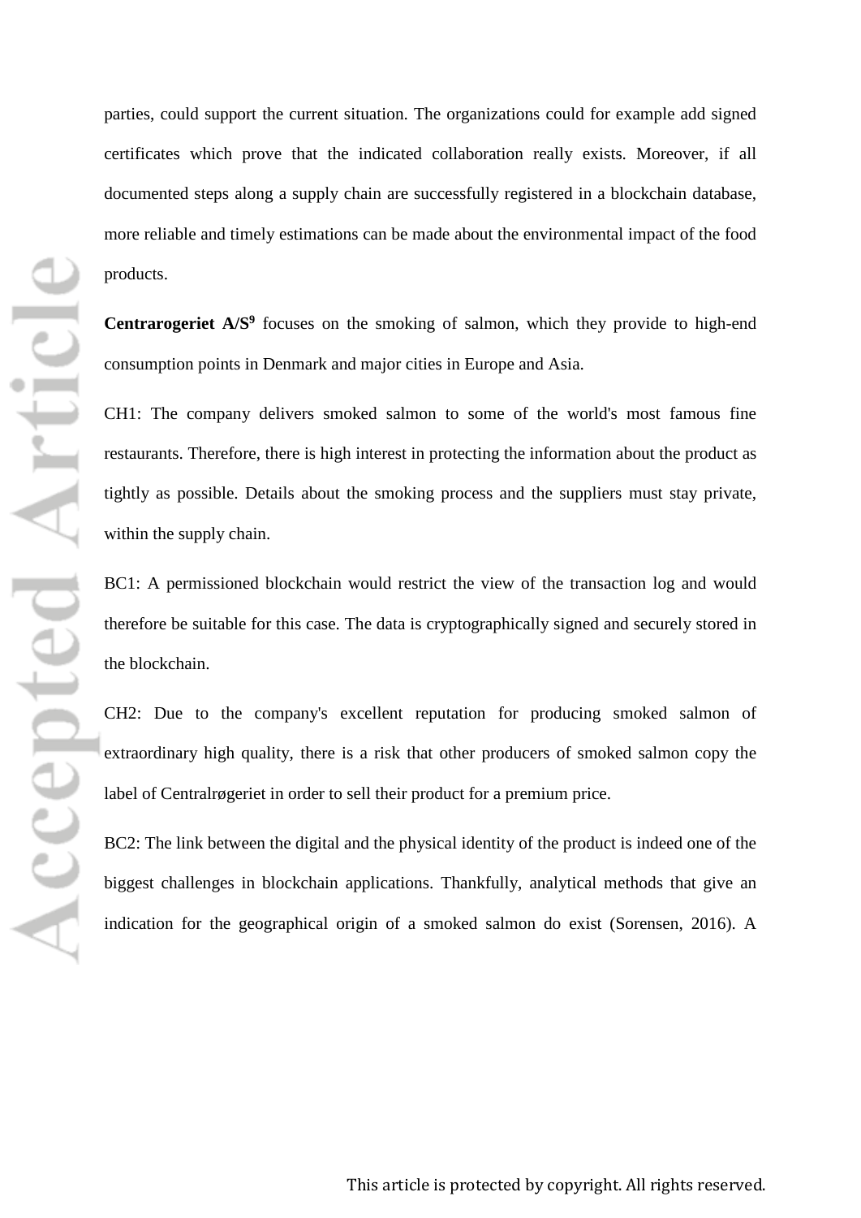parties, could support the current situation. The organizations could for example add signed certificates which prove that the indicated collaboration really exists. Moreover, if all documented steps along a supply chain are successfully registered in a blockchain database, more reliable and timely estimations can be made about the environmental impact of the food products.

**Centrarogeriet A/S**[9] focuses on the smoking of salmon, which they provide to high-end consumption points in Denmark and major cities in Europe and Asia.

CH1: The company delivers smoked salmon to some of the world's most famous fine restaurants. Therefore, there is high interest in protecting the information about the product as tightly as possible. Details about the smoking process and the suppliers must stay private, within the supply chain.

BC1: A permissioned blockchain would restrict the view of the transaction log and would therefore be suitable for this case. The data is cryptographically signed and securely stored in the blockchain.

CH2: Due to the company's excellent reputation for producing smoked salmon of extraordinary high quality, there is a risk that other producers of smoked salmon copy the label of Centralrøgeriet in order to sell their product for a premium price.

BC2: The link between the digital and the physical identity of the product is indeed one of the biggest challenges in blockchain applications. Thankfully, analytical methods that give an indication for the geographical origin of a smoked salmon do exist (Sorensen, 2016). A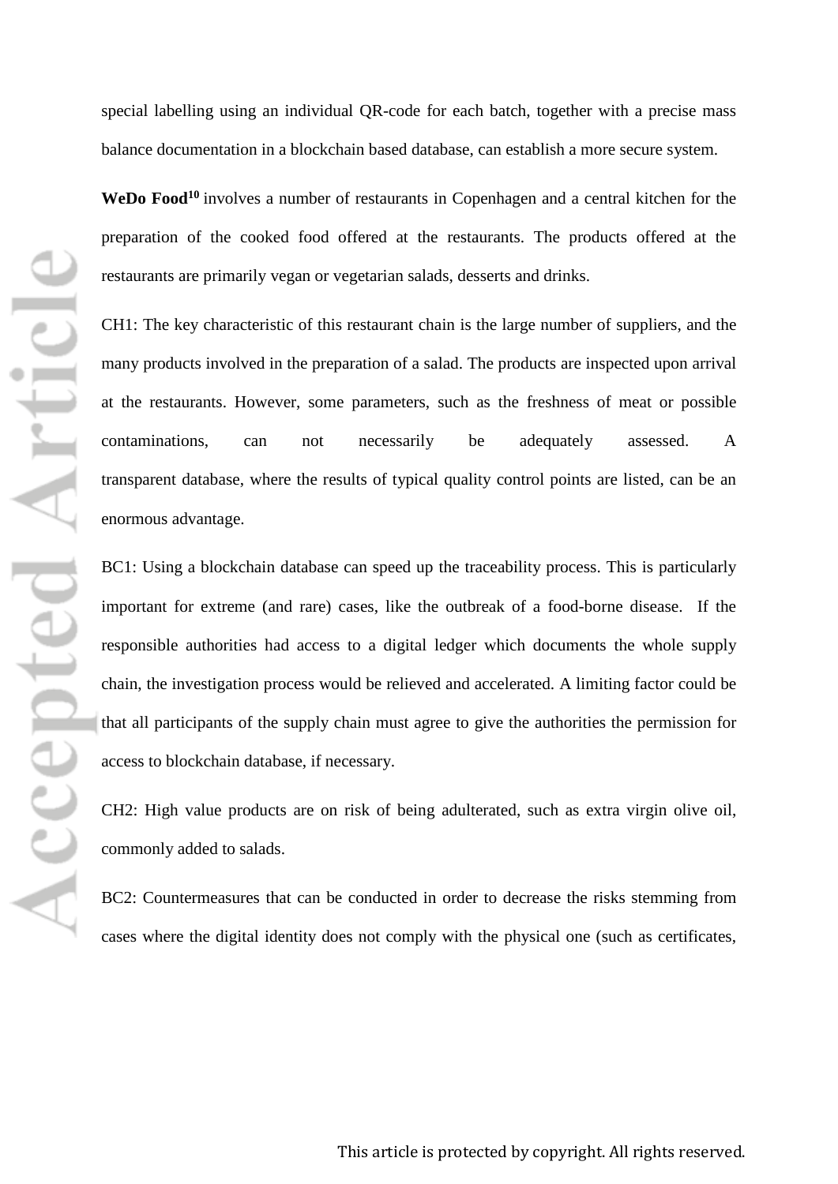special labelling using an individual QR-code for each batch, together with a precise mass balance documentation in a blockchain based database, can establish a more secure system.

**WeDo Food**[10] involves a number of restaurants in Copenhagen and a central kitchen for the preparation of the cooked food offered at the restaurants. The products offered at the restaurants are primarily vegan or vegetarian salads, desserts and drinks.

CH1: The key characteristic of this restaurant chain is the large number of suppliers, and the many products involved in the preparation of a salad. The products are inspected upon arrival at the restaurants. However, some parameters, such as the freshness of meat or possible contaminations, can not necessarily be adequately assessed. A transparent database, where the results of typical quality control points are listed, can be an enormous advantage.

BC1: Using a blockchain database can speed up the traceability process. This is particularly important for extreme (and rare) cases, like the outbreak of a food-borne disease. If the responsible authorities had access to a digital ledger which documents the whole supply chain, the investigation process would be relieved and accelerated. A limiting factor could be that all participants of the supply chain must agree to give the authorities the permission for access to blockchain database, if necessary.

CH2: High value products are on risk of being adulterated, such as extra virgin olive oil, commonly added to salads.

BC2: Countermeasures that can be conducted in order to decrease the risks stemming from cases where the digital identity does not comply with the physical one (such as certificates,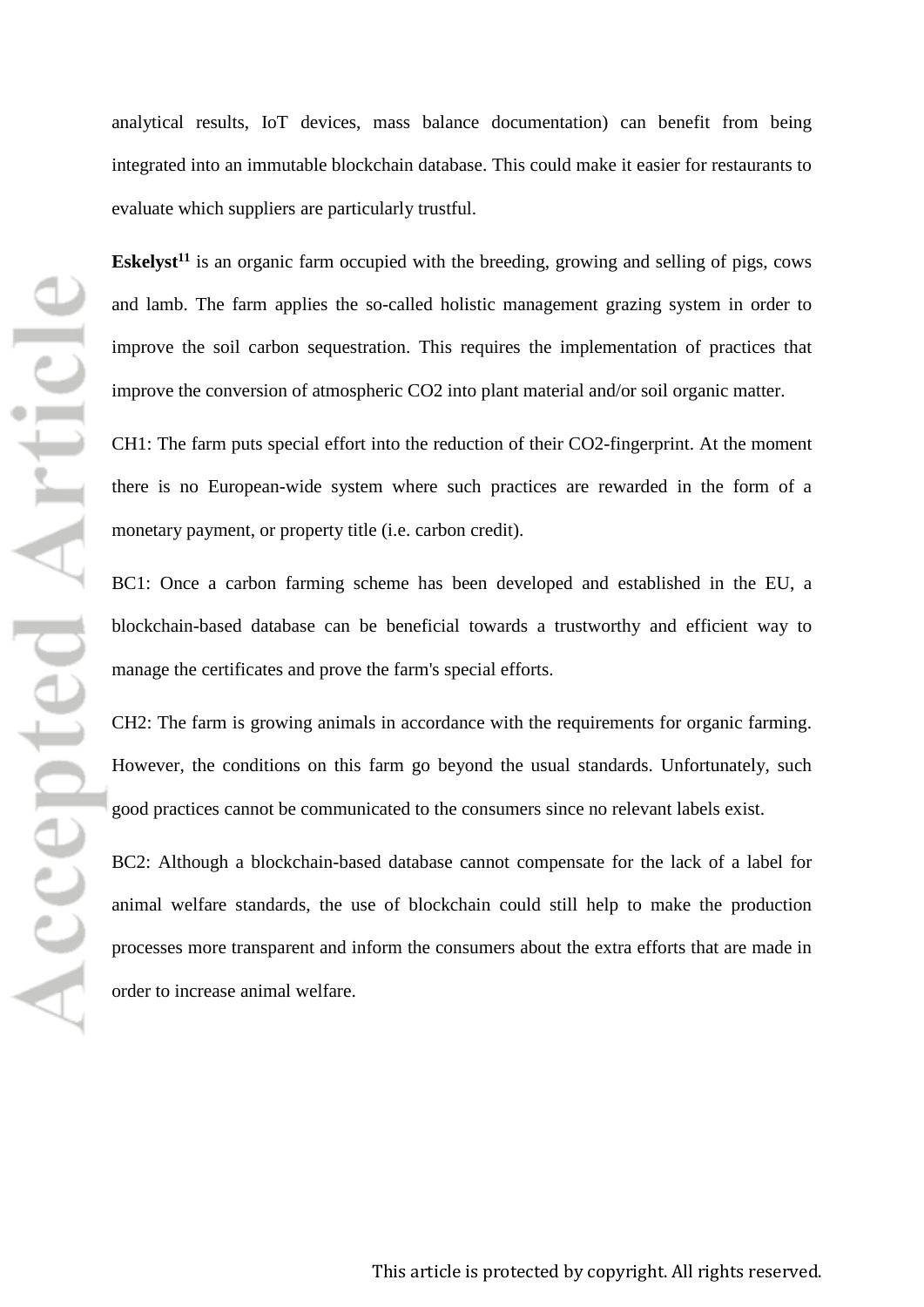analytical results, IoT devices, mass balance documentation) can benefit from being integrated into an immutable blockchain database. This could make it easier for restaurants to evaluate which suppliers are particularly trustful.

**Eskelyst**[11] is an organic farm occupied with the breeding, growing and selling of pigs, cows and lamb. The farm applies the so-called holistic management grazing system in order to improve the soil carbon sequestration. This requires the implementation of practices that improve the conversion of atmospheric $CO_2$ into plant material and/or soil organic matter.

CH1: The farm puts special effort into the reduction of their $CO_2$-fingerprint. At the moment there is no European-wide system where such practices are rewarded in the form of a monetary payment, or property title (i.e. carbon credit).

BC1: Once a carbon farming scheme has been developed and established in the EU, a blockchain-based database can be beneficial towards a trustworthy and efficient way to manage the certificates and prove the farm's special efforts.

CH2: The farm is growing animals in accordance with the requirements for organic farming. However, the conditions on this farm go beyond the usual standards. Unfortunately, such good practices cannot be communicated to the consumers since no relevant labels exist.

BC2: Although a blockchain-based database cannot compensate for the lack of a label for animal welfare standards, the use of blockchain could still help to make the production processes more transparent and inform the consumers about the extra efforts that are made in order to increase animal welfare.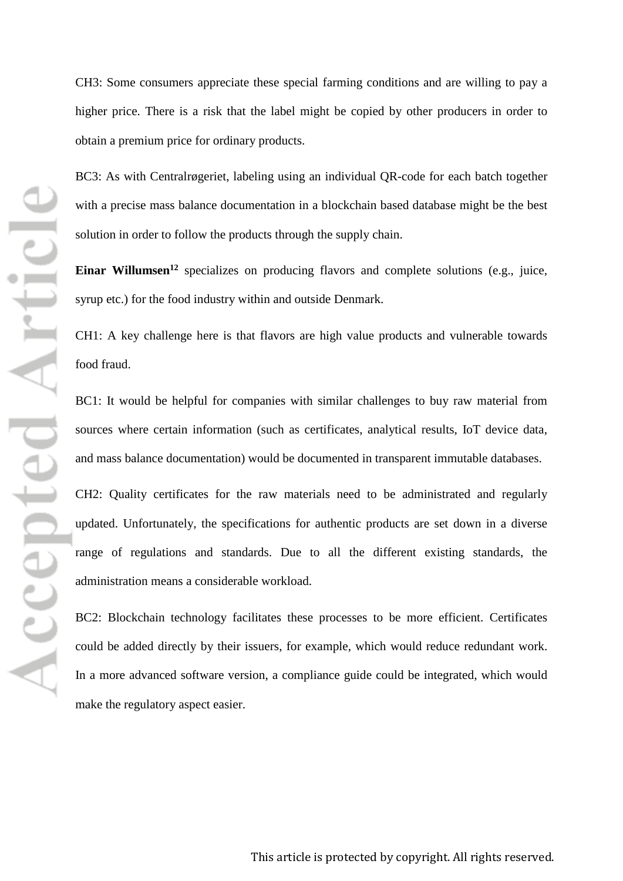CH3: Some consumers appreciate these special farming conditions and are willing to pay a higher price. There is a risk that the label might be copied by other producers in order to obtain a premium price for ordinary products.

BC3: As with Centralrøgeriet, labeling using an individual QR-code for each batch together with a precise mass balance documentation in a blockchain based database might be the best solution in order to follow the products through the supply chain.

**Einar Willumsen**[12] specializes on producing flavors and complete solutions (e.g., juice, syrup etc.) for the food industry within and outside Denmark.

CH1: A key challenge here is that flavors are high value products and vulnerable towards food fraud.

BC1: It would be helpful for companies with similar challenges to buy raw material from sources where certain information (such as certificates, analytical results, IoT device data, and mass balance documentation) would be documented in transparent immutable databases.

CH2: Quality certificates for the raw materials need to be administrated and regularly updated. Unfortunately, the specifications for authentic products are set down in a diverse range of regulations and standards. Due to all the different existing standards, the administration means a considerable workload.

BC2: Blockchain technology facilitates these processes to be more efficient. Certificates could be added directly by their issuers, for example, which would reduce redundant work. In a more advanced software version, a compliance guide could be integrated, which would make the regulatory aspect easier.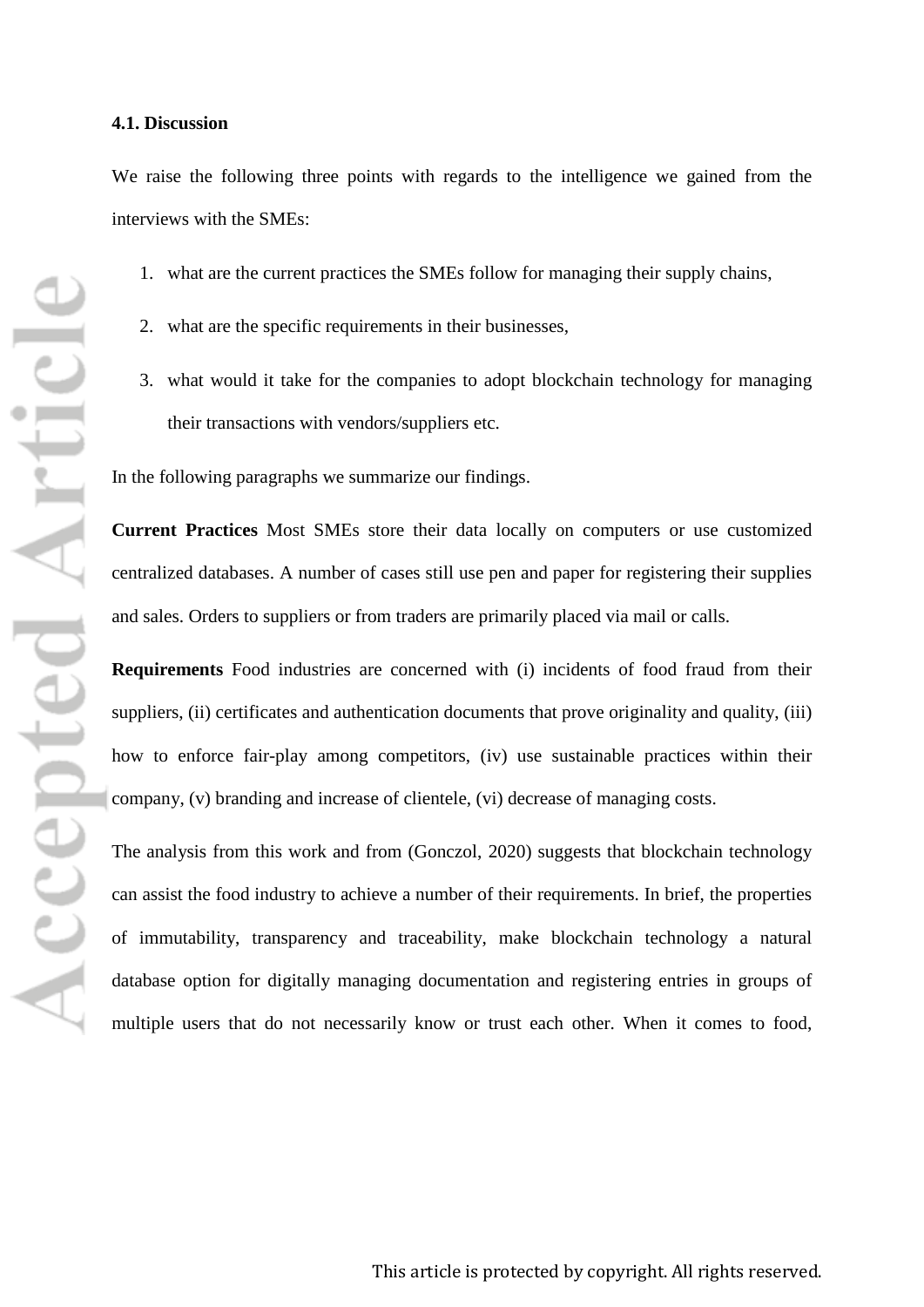### 4.1. Discussion

We raise the following three points with regards to the intelligence we gained from the interviews with the SMEs:

1. what are the current practices the SMEs follow for managing their supply chains,
2. what are the specific requirements in their businesses,
3. what would it take for the companies to adopt blockchain technology for managing their transactions with vendors/suppliers etc.

In the following paragraphs we summarize our findings.

**Current Practices** Most SMEs store their data locally on computers or use customized centralized databases. A number of cases still use pen and paper for registering their supplies and sales. Orders to suppliers or from traders are primarily placed via mail or calls.

**Requirements** Food industries are concerned with (i) incidents of food fraud from their suppliers, (ii) certificates and authentication documents that prove originality and quality, (iii) how to enforce fair-play among competitors, (iv) use sustainable practices within their company, (v) branding and increase of clientele, (vi) decrease of managing costs.

The analysis from this work and from (Gonczol, 2020) suggests that blockchain technology can assist the food industry to achieve a number of their requirements. In brief, the properties of immutability, transparency and traceability, make blockchain technology a natural database option for digitally managing documentation and registering entries in groups of multiple users that do not necessarily know or trust each other. When it comes to food,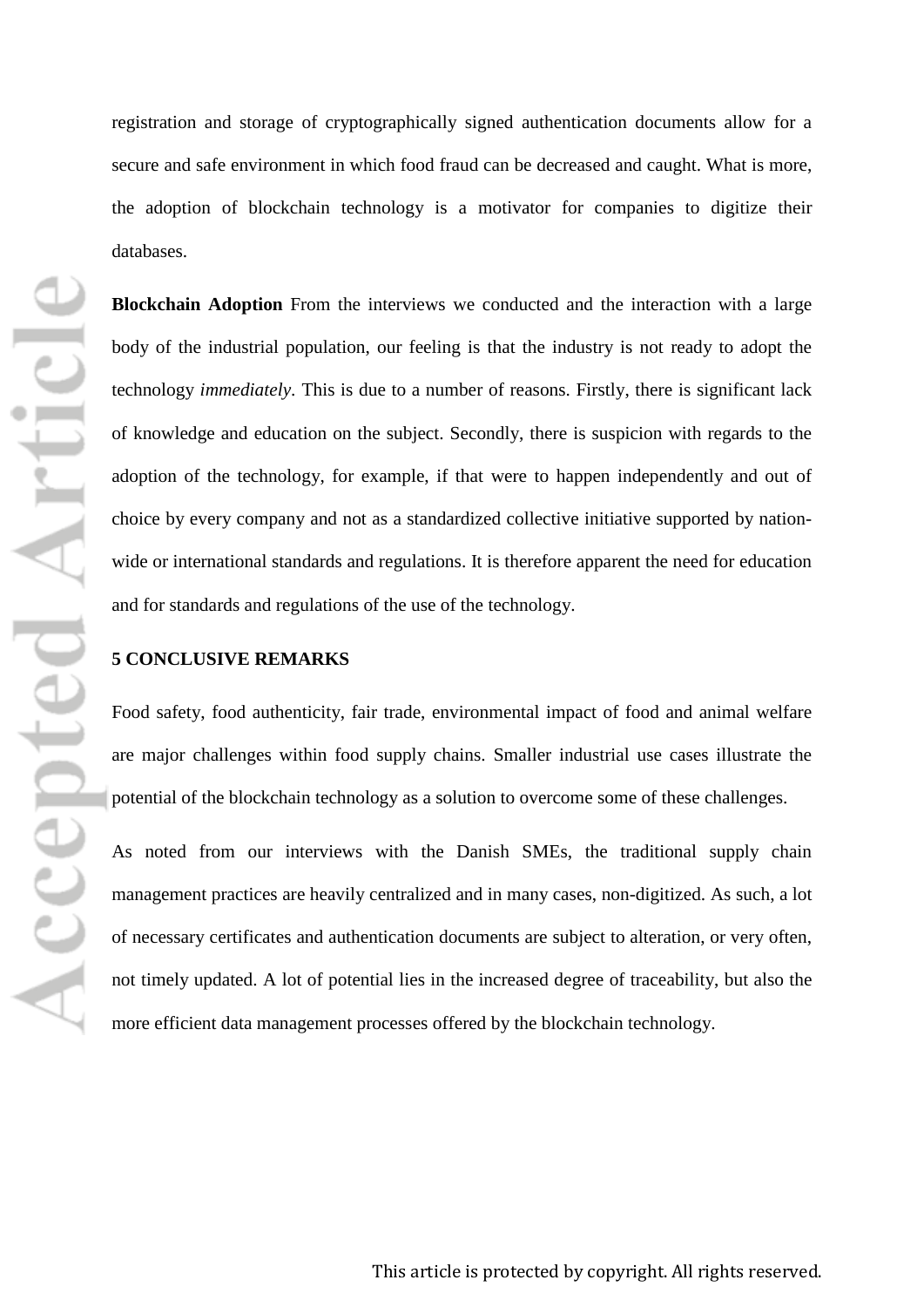registration and storage of cryptographically signed authentication documents allow for a secure and safe environment in which food fraud can be decreased and caught. What is more, the adoption of blockchain technology is a motivator for companies to digitize their databases.

**Blockchain Adoption** From the interviews we conducted and the interaction with a large body of the industrial population, our feeling is that the industry is not ready to adopt the technology *immediately*. This is due to a number of reasons. Firstly, there is significant lack of knowledge and education on the subject. Secondly, there is suspicion with regards to the adoption of the technology, for example, if that were to happen independently and out of choice by every company and not as a standardized collective initiative supported by nation-wide or international standards and regulations. It is therefore apparent the need for education and for standards and regulations of the use of the technology.

## 5 CONCLUSIVE REMARKS

Food safety, food authenticity, fair trade, environmental impact of food and animal welfare are major challenges within food supply chains. Smaller industrial use cases illustrate the potential of the blockchain technology as a solution to overcome some of these challenges.

As noted from our interviews with the Danish SMEs, the traditional supply chain management practices are heavily centralized and in many cases, non-digitized. As such, a lot of necessary certificates and authentication documents are subject to alteration, or very often, not timely updated. A lot of potential lies in the increased degree of traceability, but also the more efficient data management processes offered by the blockchain technology.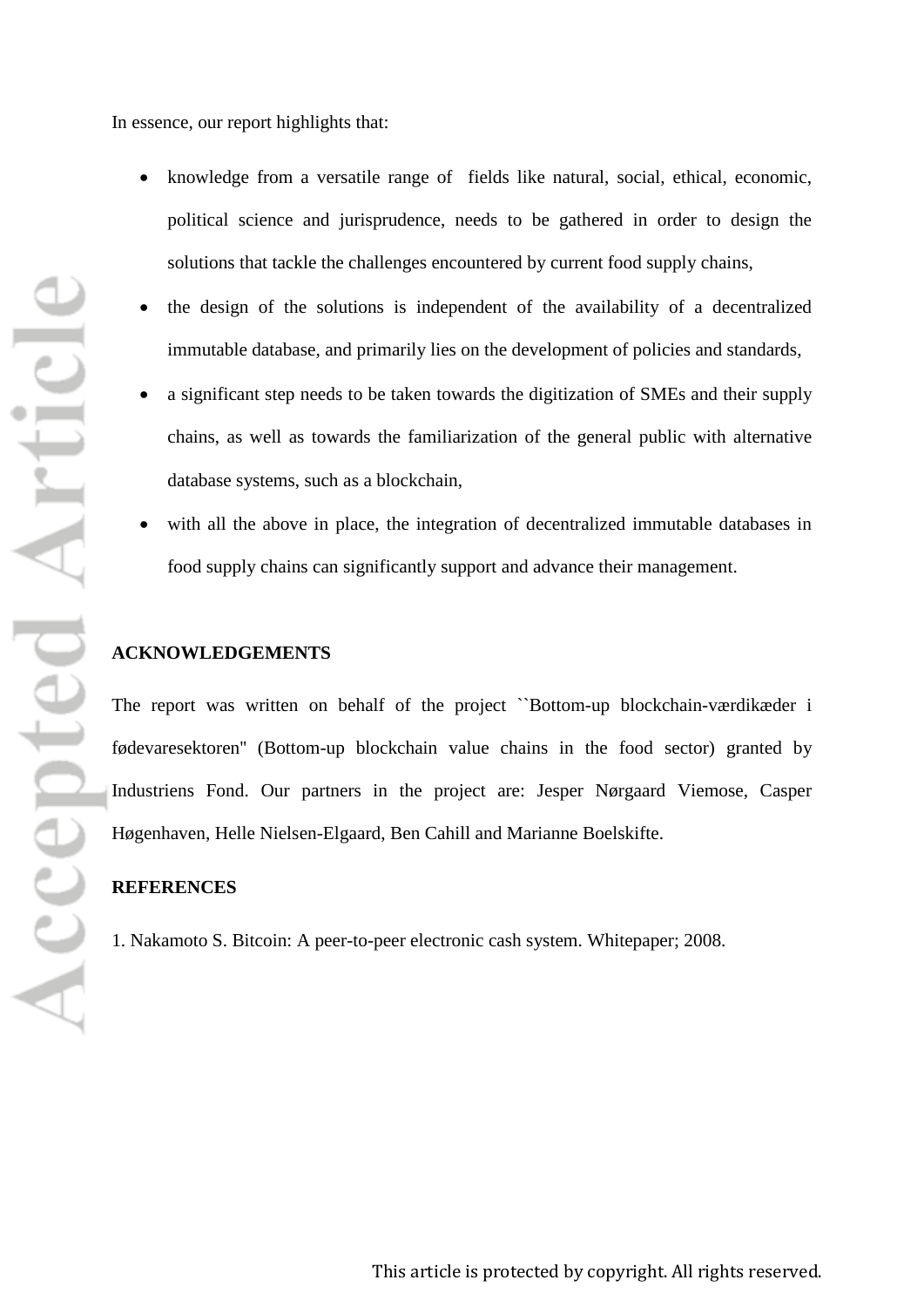In essence, our report highlights that:

- knowledge from a versatile range of fields like natural, social, ethical, economic, political science and jurisprudence, needs to be gathered in order to design the solutions that tackle the challenges encountered by current food supply chains,
- the design of the solutions is independent of the availability of a decentralized immutable database, and primarily lies on the development of policies and standards,
- a significant step needs to be taken towards the digitization of SMEs and their supply chains, as well as towards the familiarization of the general public with alternative database systems, such as a blockchain,
- with all the above in place, the integration of decentralized immutable databases in food supply chains can significantly support and advance their management.

## ACKNOWLEDGEMENTS

The report was written on behalf of the project ``Bottom-up blockchain-værdikæder i fødevaresektoren'' (Bottom-up blockchain value chains in the food sector) granted by Industriens Fond. Our partners in the project are: Jesper Nørgaard Viemose, Casper Høgenhaven, Helle Nielsen-Elgaard, Ben Cahill and Marianne Boelskifte.

## REFERENCES

1. Nakamoto S. Bitcoin: A peer-to-peer electronic cash system. Whitepaper; 2008.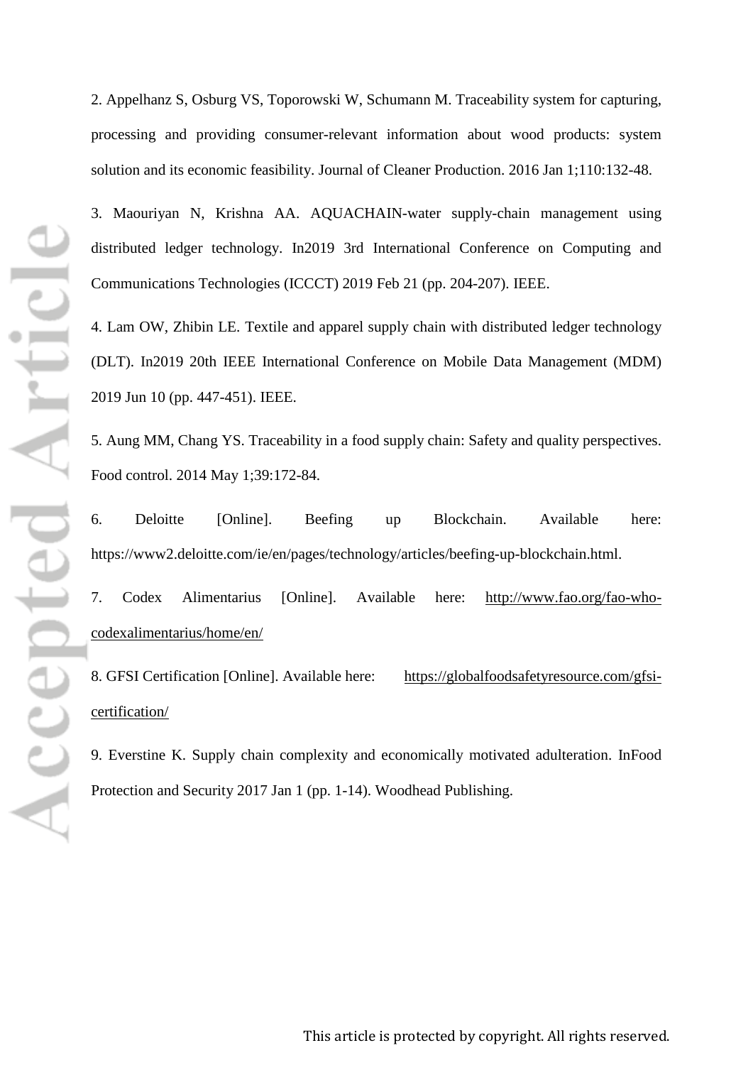2. Appelhanz S, Osburg VS, Toporowski W, Schumann M. Traceability system for capturing, processing and providing consumer-relevant information about wood products: system solution and its economic feasibility. Journal of Cleaner Production. 2016 Jan 1;110:132-48.

3. Maouriyan N, Krishna AA. AQUACHAIN-water supply-chain management using distributed ledger technology. In2019 3rd International Conference on Computing and Communications Technologies (ICCCT) 2019 Feb 21 (pp. 204-207). IEEE.

4. Lam OW, Zhibin LE. Textile and apparel supply chain with distributed ledger technology (DLT). In2019 20th IEEE International Conference on Mobile Data Management (MDM) 2019 Jun 10 (pp. 447-451). IEEE.

5. Aung MM, Chang YS. Traceability in a food supply chain: Safety and quality perspectives. Food control. 2014 May 1;39:172-84.

6. Deloitte [Online]. Beefing up Blockchain. Available here: https://www2.deloitte.com/ie/en/pages/technology/articles/beefing-up-blockchain.html.

7. Codex Alimentarius [Online]. Available here: http://www.fao.org/fao-who-codexalimentarius/home/en/

8. GFSI Certification [Online]. Available here: https://globalfoodsafetyresource.com/gfsi-certification/

9. Everstine K. Supply chain complexity and economically motivated adulteration. InFood Protection and Security 2017 Jan 1 (pp. 1-14). Woodhead Publishing.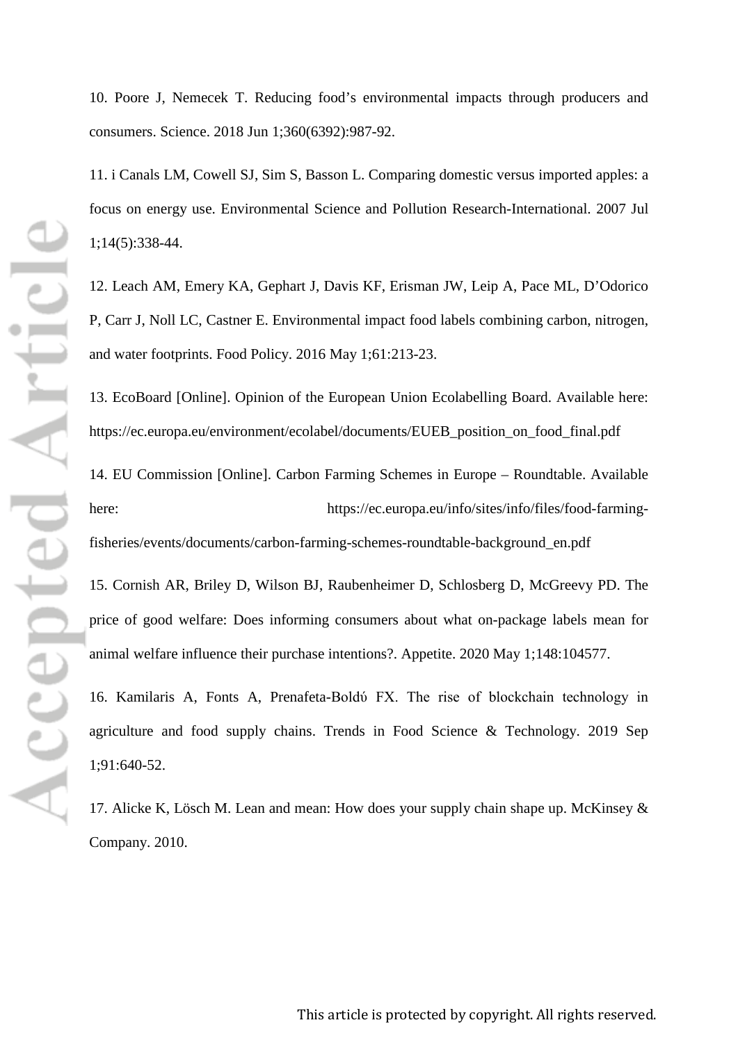10. Poore J, Nemecek T. Reducing food's environmental impacts through producers and consumers. Science. 2018 Jun 1;360(6392):987-92.

11. i Canals LM, Cowell SJ, Sim S, Basson L. Comparing domestic versus imported apples: a focus on energy use. Environmental Science and Pollution Research-International. 2007 Jul 1;14(5):338-44.

12. Leach AM, Emery KA, Gephart J, Davis KF, Erisman JW, Leip A, Pace ML, D'Odorico P, Carr J, Noll LC, Castner E. Environmental impact food labels combining carbon, nitrogen, and water footprints. Food Policy. 2016 May 1;61:213-23.

13. EcoBoard [Online]. Opinion of the European Union Ecolabelling Board. Available here: https://ec.europa.eu/environment/ecolabel/documents/EUEB_position_on_food_final.pdf

14. EU Commission [Online]. Carbon Farming Schemes in Europe – Roundtable. Available here: https://ec.europa.eu/info/sites/info/files/food-farming-fisheries/events/documents/carbon-farming-schemes-roundtable-background_en.pdf

15. Cornish AR, Briley D, Wilson BJ, Raubenheimer D, Schlosberg D, McGreevy PD. The price of good welfare: Does informing consumers about what on-package labels mean for animal welfare influence their purchase intentions?. Appetite. 2020 May 1;148:104577.

16. Kamilaris A, Fonts A, Prenafeta-Boldύ FX. The rise of blockchain technology in agriculture and food supply chains. Trends in Food Science & Technology. 2019 Sep 1;91:640-52.

17. Alicke K, Lösch M. Lean and mean: How does your supply chain shape up. McKinsey & Company. 2010.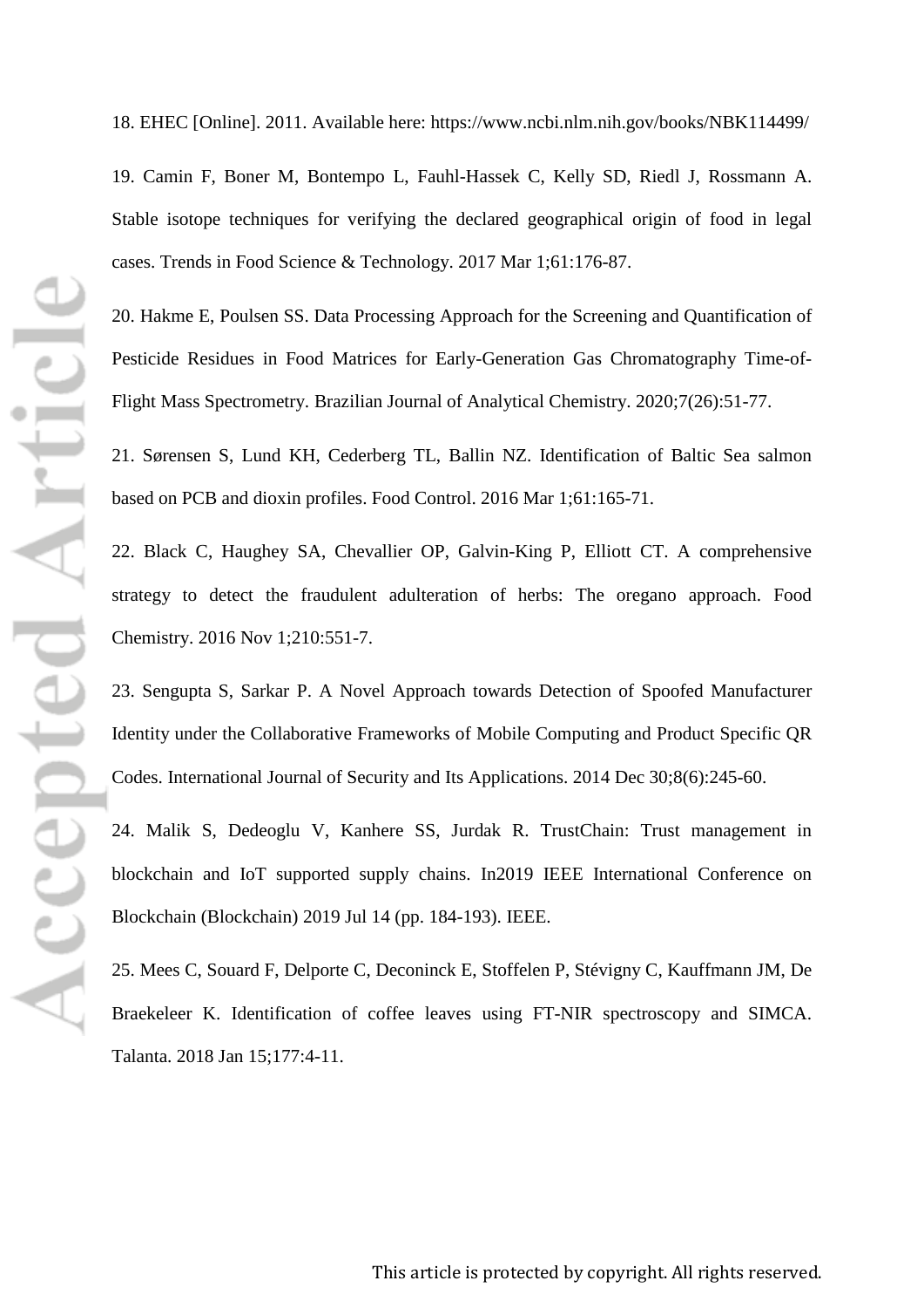18. EHEC [Online]. 2011. Available here: https://www.ncbi.nlm.nih.gov/books/NBK114499/

19. Camin F, Boner M, Bontempo L, Fauhl-Hassek C, Kelly SD, Riedl J, Rossmann A. Stable isotope techniques for verifying the declared geographical origin of food in legal cases. Trends in Food Science & Technology. 2017 Mar 1;61:176-87.

20. Hakme E, Poulsen SS. Data Processing Approach for the Screening and Quantification of Pesticide Residues in Food Matrices for Early-Generation Gas Chromatography Time-of-Flight Mass Spectrometry. Brazilian Journal of Analytical Chemistry. 2020;7(26):51-77.

21. Sørensen S, Lund KH, Cederberg TL, Ballin NZ. Identification of Baltic Sea salmon based on PCB and dioxin profiles. Food Control. 2016 Mar 1;61:165-71.

22. Black C, Haughey SA, Chevallier OP, Galvin-King P, Elliott CT. A comprehensive strategy to detect the fraudulent adulteration of herbs: The oregano approach. Food Chemistry. 2016 Nov 1;210:551-7.

23. Sengupta S, Sarkar P. A Novel Approach towards Detection of Spoofed Manufacturer Identity under the Collaborative Frameworks of Mobile Computing and Product Specific QR Codes. International Journal of Security and Its Applications. 2014 Dec 30;8(6):245-60.

24. Malik S, Dedeoglu V, Kanhere SS, Jurdak R. TrustChain: Trust management in blockchain and IoT supported supply chains. In2019 IEEE International Conference on Blockchain (Blockchain) 2019 Jul 14 (pp. 184-193). IEEE.

25. Mees C, Souard F, Delporte C, Deconinck E, Stoffelen P, Stévigny C, Kauffmann JM, De Braekeleer K. Identification of coffee leaves using FT-NIR spectroscopy and SIMCA. Talanta. 2018 Jan 15;177:4-11.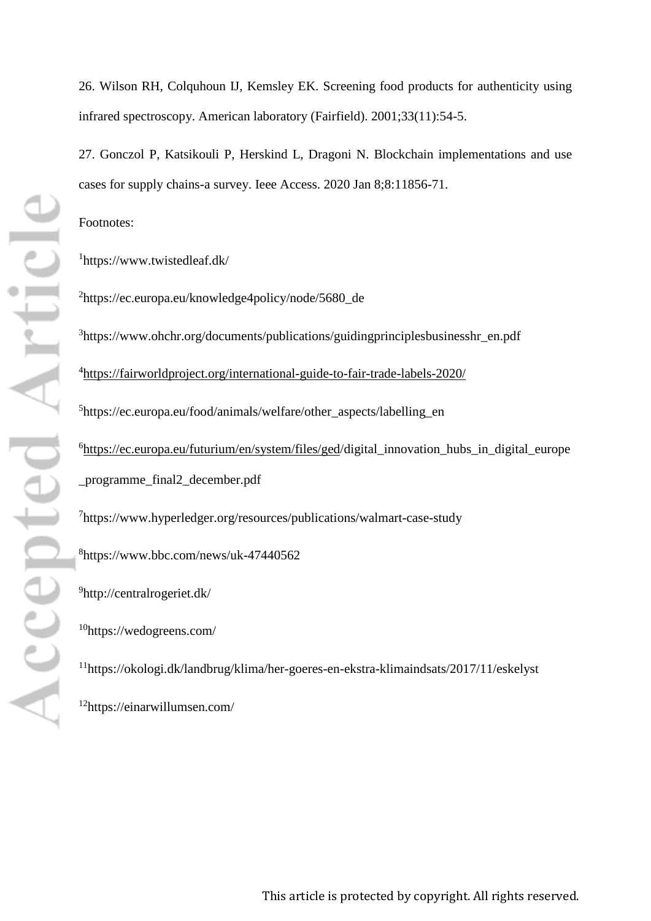26. Wilson RH, Colquhoun IJ, Kemsley EK. Screening food products for authenticity using infrared spectroscopy. American laboratory (Fairfield). 2001;33(11):54-5.

27. Gonczol P, Katsikouli P, Herskind L, Dragoni N. Blockchain implementations and use cases for supply chains-a survey. Ieee Access. 2020 Jan 8;8:11856-71.

Footnotes:

[1]https://www.twistedleaf.dk/

[2]https://ec.europa.eu/knowledge4policy/node/5680_de

[3]https://www.ohchr.org/documents/publications/guidingprinciplesbusinesshr_en.pdf

[4]https://fairworldproject.org/international-guide-to-fair-trade-labels-2020/

[5]https://ec.europa.eu/food/animals/welfare/other_aspects/labelling_en

[6]https://ec.europa.eu/futurium/en/system/files/ged/digital_innovation_hubs_in_digital_europe_programme_final2_december.pdf

[7]https://www.hyperledger.org/resources/publications/walmart-case-study

[8]https://www.bbc.com/news/uk-47440562

[9]http://centralrogeriet.dk/

[10]https://wedogreens.com/

[11]https://okologi.dk/landbrug/klima/her-goeres-en-ekstra-klimaindsats/2017/11/eskelyst

[12]https://einarwillumsen.com/